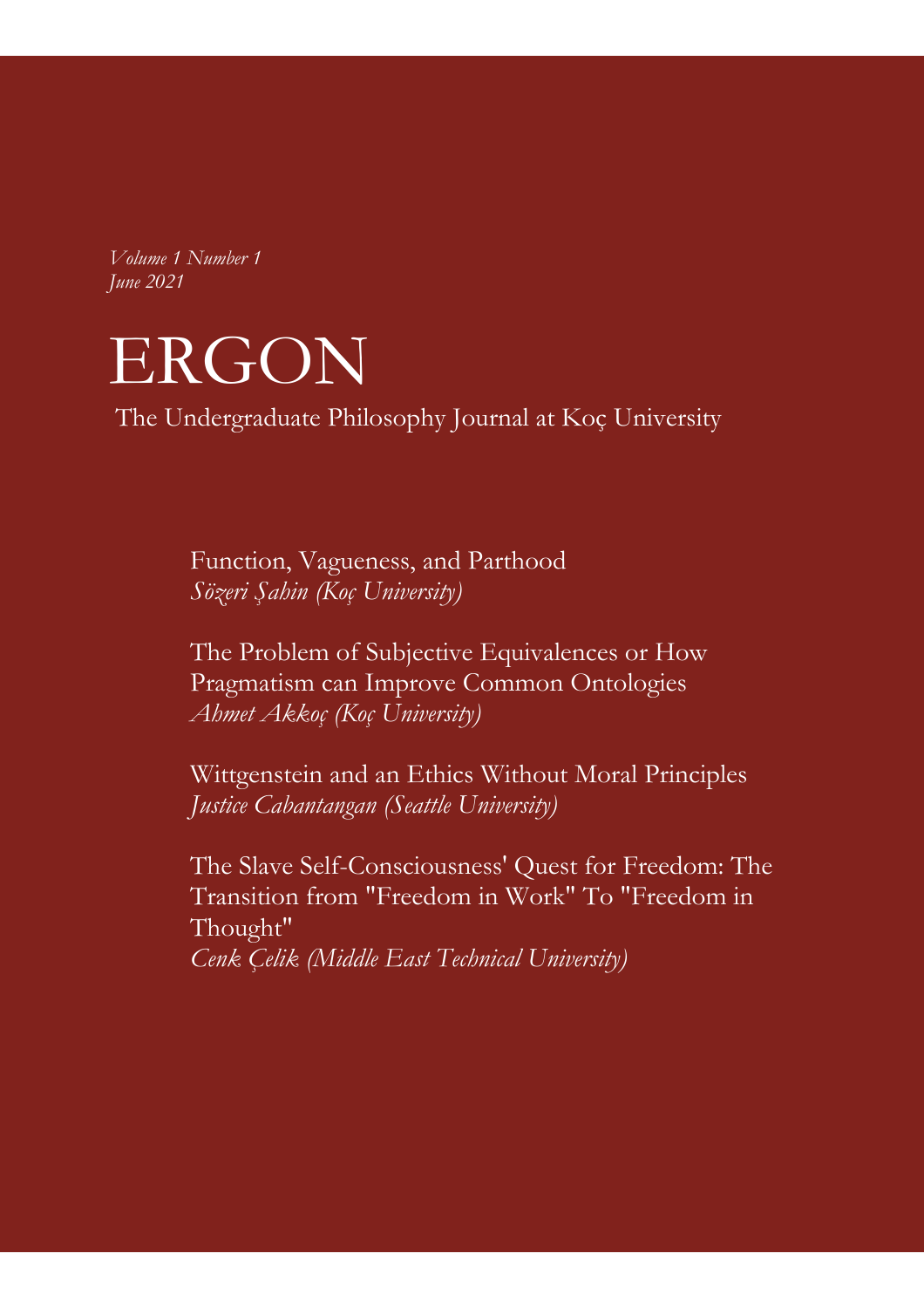*Volume 1 Number 1*
*June 2021*

# ERGON

The Undergraduate Philosophy Journal at Koç University

Function, Vagueness, and Parthood
*Sözeri Şahin (Koç University)*

The Problem of Subjective Equivalences or How Pragmatism can Improve Common Ontologies
*Ahmet Akkoç (Koç University)*

Wittgenstein and an Ethics Without Moral Principles
*Justice Cabantangan (Seattle University)*

The Slave Self-Consciousness' Quest for Freedom: The Transition from "Freedom in Work" To "Freedom in Thought"
*Cenk Çelik (Middle East Technical University)*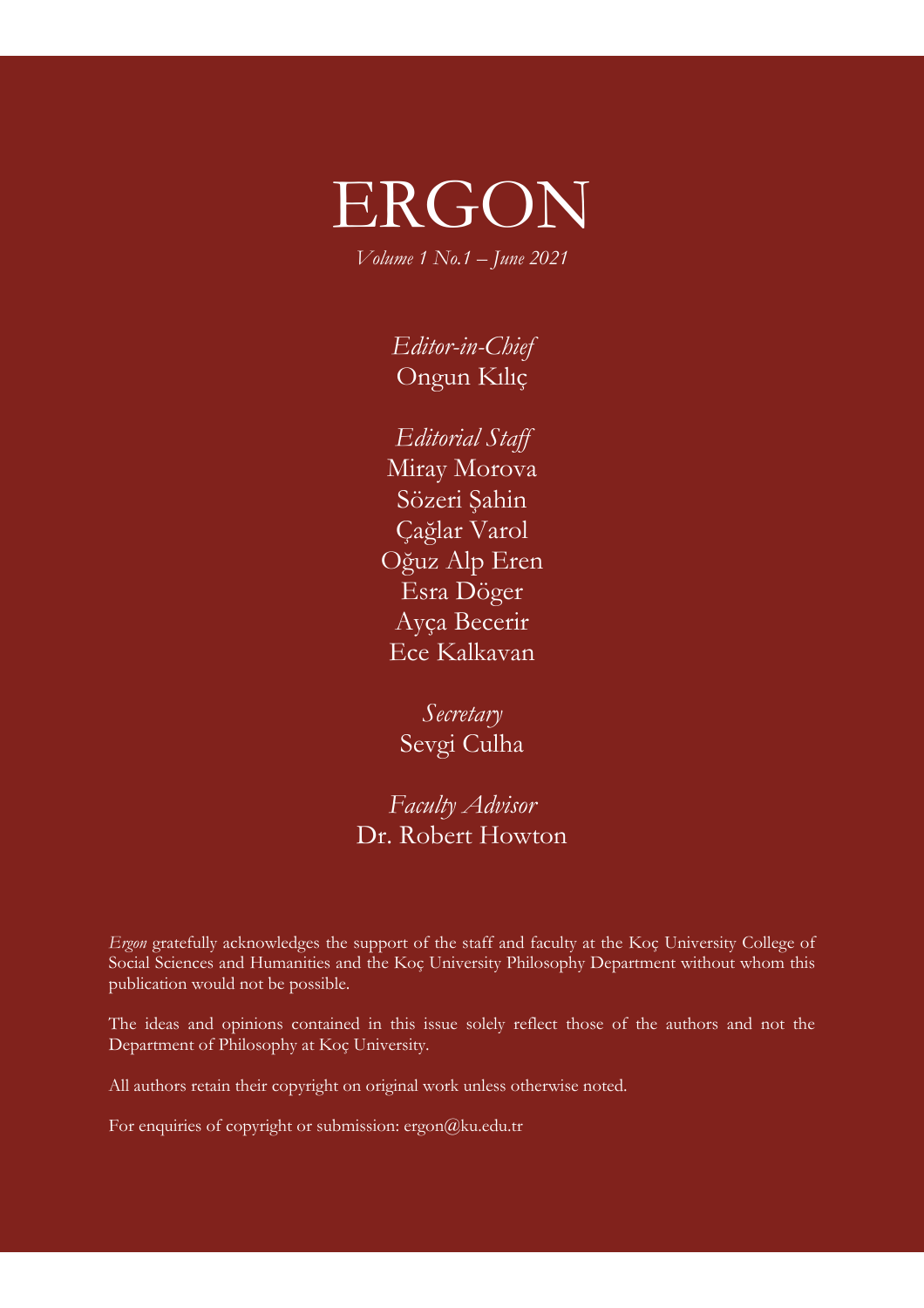# ERGON

*Volume 1 No.1 – June 2021*

*Editor-in-Chief*
Ongun Kılıç

*Editorial Staff*
Miray Morova
Sözeri Şahin
Çağlar Varol
Oğuz Alp Eren
Esra Döger
Ayça Becerir
Ece Kalkavan

*Secretary*
Sevgi Culha

*Faculty Advisor*
Dr. Robert Howton

*Ergon* gratefully acknowledges the support of the staff and faculty at the Koç University College of Social Sciences and Humanities and the Koç University Philosophy Department without whom this publication would not be possible.

The ideas and opinions contained in this issue solely reflect those of the authors and not the Department of Philosophy at Koç University.

All authors retain their copyright on original work unless otherwise noted.

For enquiries of copyright or submission: ergon@ku.edu.tr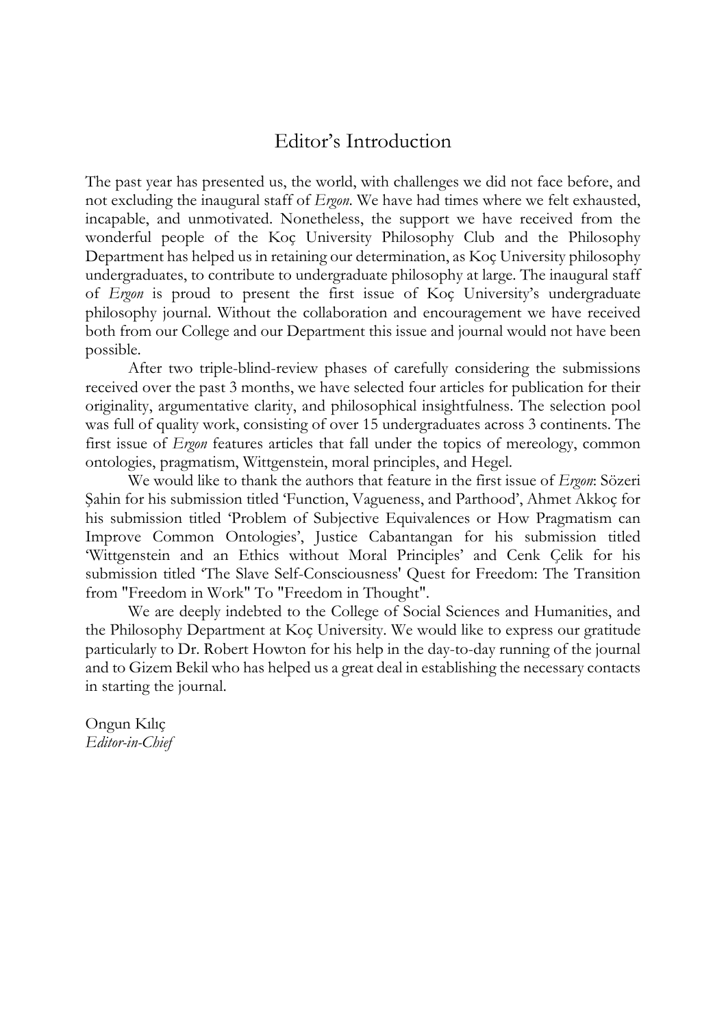# Editor's Introduction

The past year has presented us, the world, with challenges we did not face before, and not excluding the inaugural staff of *Ergon*. We have had times where we felt exhausted, incapable, and unmotivated. Nonetheless, the support we have received from the wonderful people of the Koç University Philosophy Club and the Philosophy Department has helped us in retaining our determination, as Koç University philosophy undergraduates, to contribute to undergraduate philosophy at large. The inaugural staff of *Ergon* is proud to present the first issue of Koç University's undergraduate philosophy journal. Without the collaboration and encouragement we have received both from our College and our Department this issue and journal would not have been possible.

After two triple-blind-review phases of carefully considering the submissions received over the past 3 months, we have selected four articles for publication for their originality, argumentative clarity, and philosophical insightfulness. The selection pool was full of quality work, consisting of over 15 undergraduates across 3 continents. The first issue of *Ergon* features articles that fall under the topics of mereology, common ontologies, pragmatism, Wittgenstein, moral principles, and Hegel.

We would like to thank the authors that feature in the first issue of *Ergon*: Sözeri Şahin for his submission titled 'Function, Vagueness, and Parthood', Ahmet Akkoç for his submission titled 'Problem of Subjective Equivalences or How Pragmatism can Improve Common Ontologies', Justice Cabantangan for his submission titled 'Wittgenstein and an Ethics without Moral Principles' and Cenk Çelik for his submission titled 'The Slave Self-Consciousness' Quest for Freedom: The Transition from "Freedom in Work" To "Freedom in Thought".

We are deeply indebted to the College of Social Sciences and Humanities, and the Philosophy Department at Koç University. We would like to express our gratitude particularly to Dr. Robert Howton for his help in the day-to-day running of the journal and to Gizem Bekil who has helped us a great deal in establishing the necessary contacts in starting the journal.

Ongun Kılıç
*Editor-in-Chief*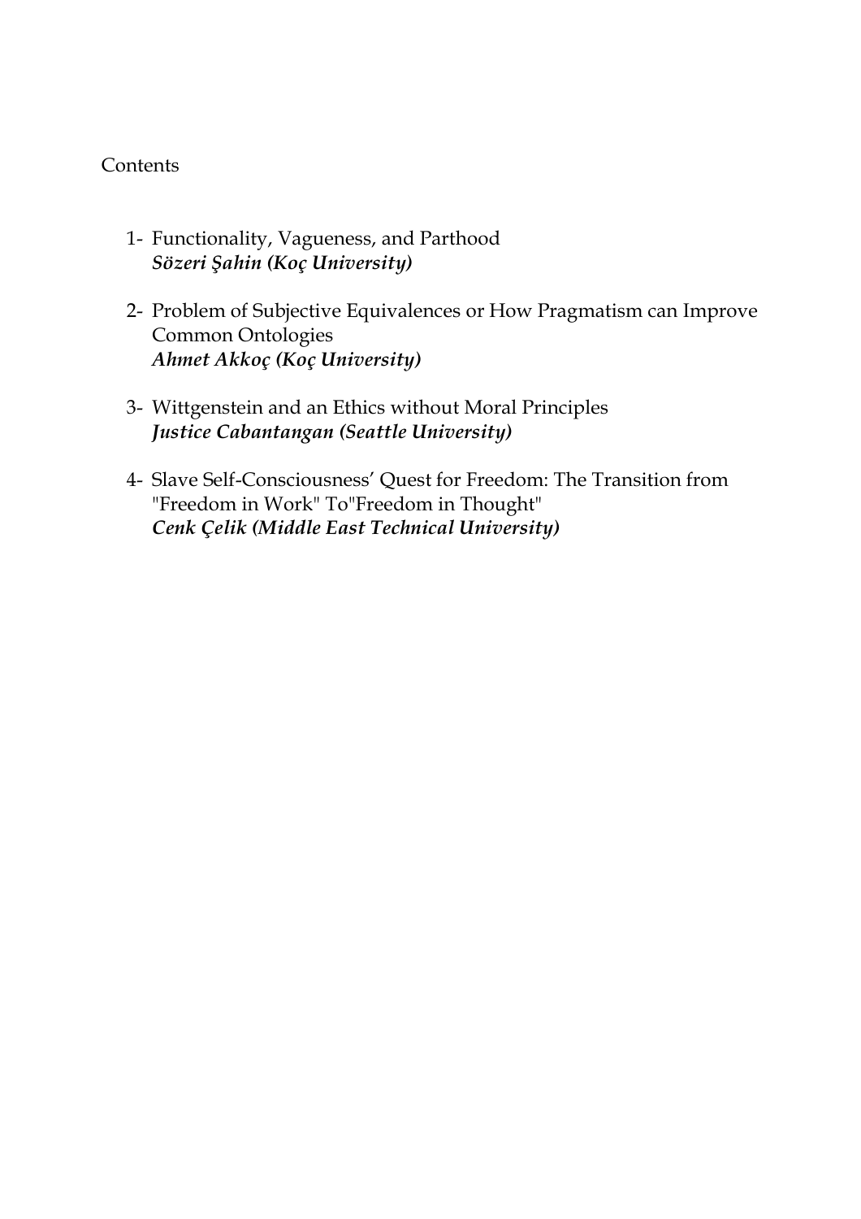Contents

1- Functionality, Vagueness, and Parthood
   ***Sözeri Şahin (Koç University)***

2- Problem of Subjective Equivalences or How Pragmatism can Improve Common Ontologies
   ***Ahmet Akkoç (Koç University)***

3- Wittgenstein and an Ethics without Moral Principles
   ***Justice Cabantangan (Seattle University)***

4- Slave Self-Consciousness' Quest for Freedom: The Transition from "Freedom in Work" To"Freedom in Thought"
   ***Cenk Çelik (Middle East Technical University)***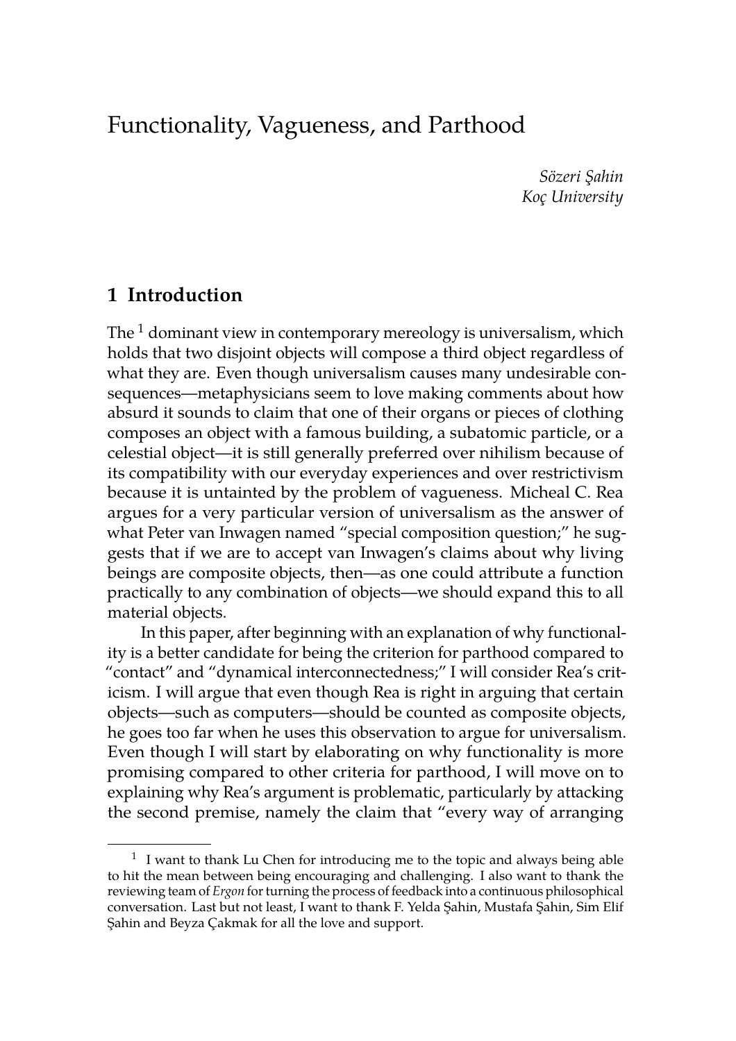# Functionality, Vagueness, and Parthood

*Sözeri Şahin*
*Koç University*

## 1 Introduction

The [1] dominant view in contemporary mereology is universalism, which holds that two disjoint objects will compose a third object regardless of what they are. Even though universalism causes many undesirable consequences—metaphysicians seem to love making comments about how absurd it sounds to claim that one of their organs or pieces of clothing composes an object with a famous building, a subatomic particle, or a celestial object—it is still generally preferred over nihilism because of its compatibility with our everyday experiences and over restrictivism because it is untainted by the problem of vagueness. Micheal C. Rea argues for a very particular version of universalism as the answer of what Peter van Inwagen named "special composition question;" he suggests that if we are to accept van Inwagen's claims about why living beings are composite objects, then—as one could attribute a function practically to any combination of objects—we should expand this to all material objects.

In this paper, after beginning with an explanation of why functionality is a better candidate for being the criterion for parthood compared to "contact" and "dynamical interconnectedness;" I will consider Rea's criticism. I will argue that even though Rea is right in arguing that certain objects—such as computers—should be counted as composite objects, he goes too far when he uses this observation to argue for universalism. Even though I will start by elaborating on why functionality is more promising compared to other criteria for parthood, I will move on to explaining why Rea's argument is problematic, particularly by attacking the second premise, namely the claim that "every way of arranging

[1] I want to thank Lu Chen for introducing me to the topic and always being able to hit the mean between being encouraging and challenging. I also want to thank the reviewing team of *Ergon* for turning the process of feedback into a continuous philosophical conversation. Last but not least, I want to thank F. Yelda Şahin, Mustafa Şahin, Sim Elif Şahin and Beyza Çakmak for all the love and support.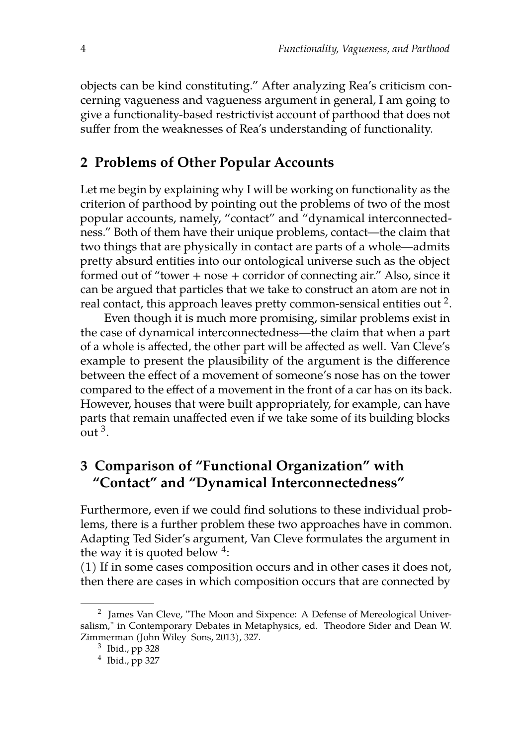objects can be kind constituting." After analyzing Rea's criticism concerning vagueness and vagueness argument in general, I am going to give a functionality-based restrictivist account of parthood that does not suffer from the weaknesses of Rea's understanding of functionality.

## 2 Problems of Other Popular Accounts

Let me begin by explaining why I will be working on functionality as the criterion of parthood by pointing out the problems of two of the most popular accounts, namely, "contact" and "dynamical interconnectedness." Both of them have their unique problems, contact—the claim that two things that are physically in contact are parts of a whole—admits pretty absurd entities into our ontological universe such as the object formed out of "tower + nose + corridor of connecting air." Also, since it can be argued that particles that we take to construct an atom are not in real contact, this approach leaves pretty common-sensical entities out [2].

Even though it is much more promising, similar problems exist in the case of dynamical interconnectedness—the claim that when a part of a whole is affected, the other part will be affected as well. Van Cleve's example to present the plausibility of the argument is the difference between the effect of a movement of someone's nose has on the tower compared to the effect of a movement in the front of a car has on its back. However, houses that were built appropriately, for example, can have parts that remain unaffected even if we take some of its building blocks out [3].

## 3 Comparison of "Functional Organization" with "Contact" and "Dynamical Interconnectedness"

Furthermore, even if we could find solutions to these individual problems, there is a further problem these two approaches have in common. Adapting Ted Sider's argument, Van Cleve formulates the argument in the way it is quoted below [4]:

(1) If in some cases composition occurs and in other cases it does not, then there are cases in which composition occurs that are connected by

---

[2] James Van Cleve, "The Moon and Sixpence: A Defense of Mereological Universalism," in Contemporary Debates in Metaphysics, ed. Theodore Sider and Dean W. Zimmerman (John Wiley Sons, 2013), 327.

[3] Ibid., pp 328

[4] Ibid., pp 327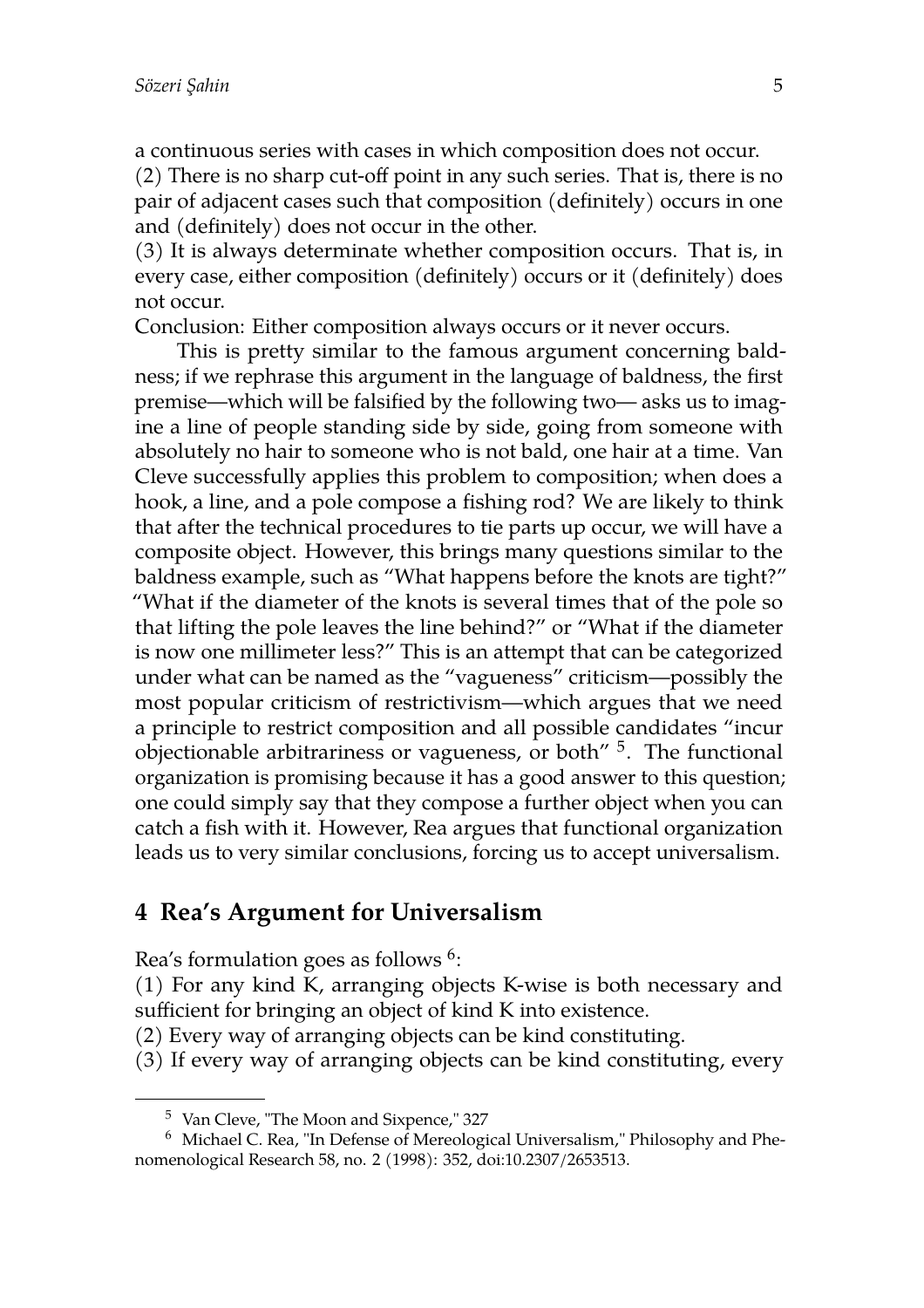a continuous series with cases in which composition does not occur.
(2) There is no sharp cut-off point in any such series. That is, there is no pair of adjacent cases such that composition (definitely) occurs in one and (definitely) does not occur in the other.
(3) It is always determinate whether composition occurs. That is, in every case, either composition (definitely) occurs or it (definitely) does not occur.
Conclusion: Either composition always occurs or it never occurs.

This is pretty similar to the famous argument concerning baldness; if we rephrase this argument in the language of baldness, the first premise—which will be falsified by the following two— asks us to imagine a line of people standing side by side, going from someone with absolutely no hair to someone who is not bald, one hair at a time. Van Cleve successfully applies this problem to composition; when does a hook, a line, and a pole compose a fishing rod? We are likely to think that after the technical procedures to tie parts up occur, we will have a composite object. However, this brings many questions similar to the baldness example, such as "What happens before the knots are tight?" "What if the diameter of the knots is several times that of the pole so that lifting the pole leaves the line behind?" or "What if the diameter is now one millimeter less?" This is an attempt that can be categorized under what can be named as the "vagueness" criticism—possibly the most popular criticism of restrictivism—which argues that we need a principle to restrict composition and all possible candidates "incur objectionable arbitrariness or vagueness, or both" [5]. The functional organization is promising because it has a good answer to this question; one could simply say that they compose a further object when you can catch a fish with it. However, Rea argues that functional organization leads us to very similar conclusions, forcing us to accept universalism.

## 4 Rea's Argument for Universalism

Rea's formulation goes as follows [6]:
(1) For any kind K, arranging objects K-wise is both necessary and sufficient for bringing an object of kind K into existence.
(2) Every way of arranging objects can be kind constituting.
(3) If every way of arranging objects can be kind constituting, every

[5] Van Cleve, "The Moon and Sixpence," 327

[6] Michael C. Rea, "In Defense of Mereological Universalism," Philosophy and Phenomenological Research 58, no. 2 (1998): 352, doi:10.2307/2653513.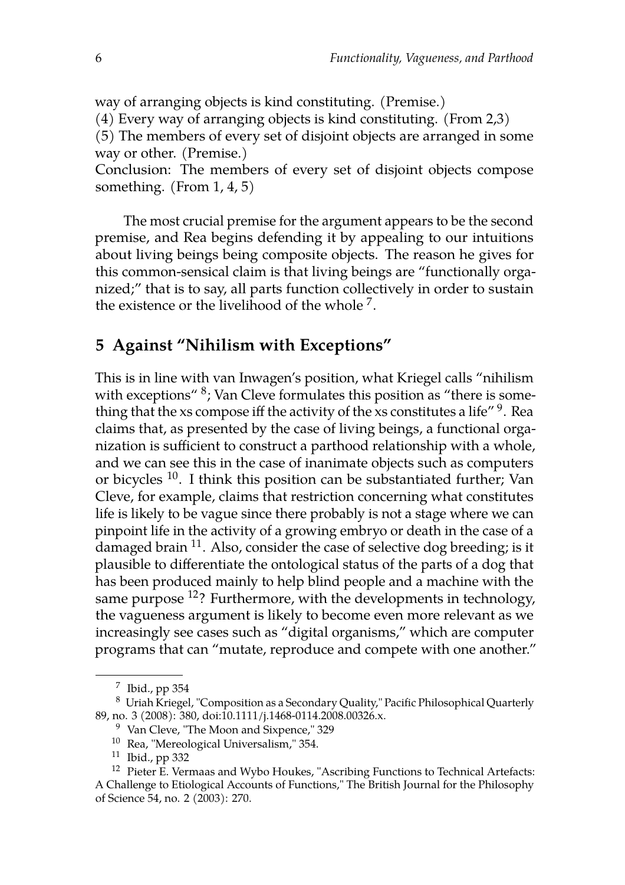way of arranging objects is kind constituting. (Premise.)
(4) Every way of arranging objects is kind constituting. (From 2,3)
(5) The members of every set of disjoint objects are arranged in some way or other. (Premise.)
Conclusion: The members of every set of disjoint objects compose something. (From 1, 4, 5)

The most crucial premise for the argument appears to be the second premise, and Rea begins defending it by appealing to our intuitions about living beings being composite objects. The reason he gives for this common-sensical claim is that living beings are "functionally organized;" that is to say, all parts function collectively in order to sustain the existence or the livelihood of the whole [7].

## 5 Against "Nihilism with Exceptions"

This is in line with van Inwagen's position, what Kriegel calls "nihilism with exceptions" [8]; Van Cleve formulates this position as "there is something that the xs compose iff the activity of the xs constitutes a life" [9]. Rea claims that, as presented by the case of living beings, a functional organization is sufficient to construct a parthood relationship with a whole, and we can see this in the case of inanimate objects such as computers or bicycles [10]. I think this position can be substantiated further; Van Cleve, for example, claims that restriction concerning what constitutes life is likely to be vague since there probably is not a stage where we can pinpoint life in the activity of a growing embryo or death in the case of a damaged brain [11]. Also, consider the case of selective dog breeding; is it plausible to differentiate the ontological status of the parts of a dog that has been produced mainly to help blind people and a machine with the same purpose [12]? Furthermore, with the developments in technology, the vagueness argument is likely to become even more relevant as we increasingly see cases such as "digital organisms," which are computer programs that can "mutate, reproduce and compete with one another."

---

[7] Ibid., pp 354

[8] Uriah Kriegel, "Composition as a Secondary Quality," Pacific Philosophical Quarterly 89, no. 3 (2008): 380, doi:10.1111/j.1468-0114.2008.00326.x.

[9] Van Cleve, "The Moon and Sixpence," 329

[10] Rea, "Mereological Universalism," 354.

[11] Ibid., pp 332

[12] Pieter E. Vermaas and Wybo Houkes, "Ascribing Functions to Technical Artefacts: A Challenge to Etiological Accounts of Functions," The British Journal for the Philosophy of Science 54, no. 2 (2003): 270.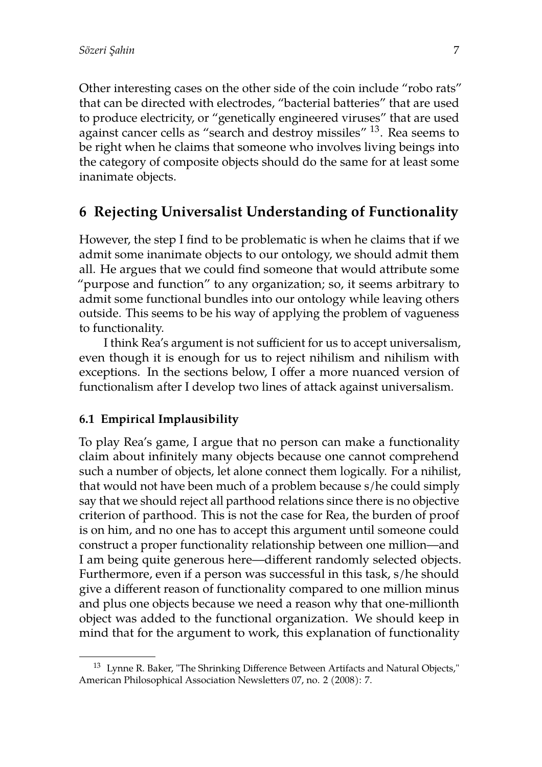Other interesting cases on the other side of the coin include "robo rats" that can be directed with electrodes, "bacterial batteries" that are used to produce electricity, or "genetically engineered viruses" that are used against cancer cells as "search and destroy missiles" [13]. Rea seems to be right when he claims that someone who involves living beings into the category of composite objects should do the same for at least some inanimate objects.

## 6 Rejecting Universalist Understanding of Functionality

However, the step I find to be problematic is when he claims that if we admit some inanimate objects to our ontology, we should admit them all. He argues that we could find someone that would attribute some "purpose and function" to any organization; so, it seems arbitrary to admit some functional bundles into our ontology while leaving others outside. This seems to be his way of applying the problem of vagueness to functionality.

I think Rea's argument is not sufficient for us to accept universalism, even though it is enough for us to reject nihilism and nihilism with exceptions. In the sections below, I offer a more nuanced version of functionalism after I develop two lines of attack against universalism.

### 6.1 Empirical Implausibility

To play Rea's game, I argue that no person can make a functionality claim about infinitely many objects because one cannot comprehend such a number of objects, let alone connect them logically. For a nihilist, that would not have been much of a problem because s/he could simply say that we should reject all parthood relations since there is no objective criterion of parthood. This is not the case for Rea, the burden of proof is on him, and no one has to accept this argument until someone could construct a proper functionality relationship between one million—and I am being quite generous here—different randomly selected objects. Furthermore, even if a person was successful in this task, s/he should give a different reason of functionality compared to one million minus and plus one objects because we need a reason why that one-millionth object was added to the functional organization. We should keep in mind that for the argument to work, this explanation of functionality

---

[13] Lynne R. Baker, "The Shrinking Difference Between Artifacts and Natural Objects," American Philosophical Association Newsletters 07, no. 2 (2008): 7.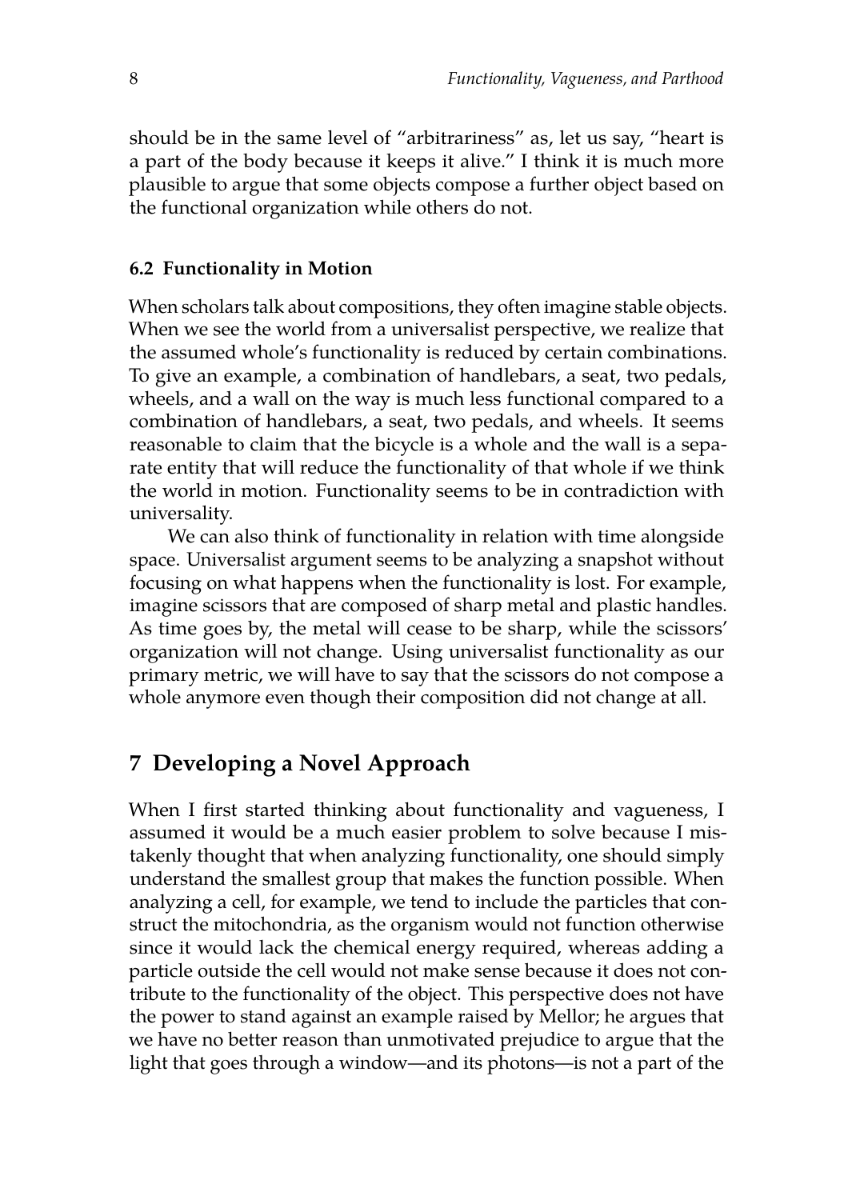should be in the same level of "arbitrariness" as, let us say, "heart is a part of the body because it keeps it alive." I think it is much more plausible to argue that some objects compose a further object based on the functional organization while others do not.

### 6.2 Functionality in Motion

When scholars talk about compositions, they often imagine stable objects. When we see the world from a universalist perspective, we realize that the assumed whole's functionality is reduced by certain combinations. To give an example, a combination of handlebars, a seat, two pedals, wheels, and a wall on the way is much less functional compared to a combination of handlebars, a seat, two pedals, and wheels. It seems reasonable to claim that the bicycle is a whole and the wall is a separate entity that will reduce the functionality of that whole if we think the world in motion. Functionality seems to be in contradiction with universality.

We can also think of functionality in relation with time alongside space. Universalist argument seems to be analyzing a snapshot without focusing on what happens when the functionality is lost. For example, imagine scissors that are composed of sharp metal and plastic handles. As time goes by, the metal will cease to be sharp, while the scissors' organization will not change. Using universalist functionality as our primary metric, we will have to say that the scissors do not compose a whole anymore even though their composition did not change at all.

## 7 Developing a Novel Approach

When I first started thinking about functionality and vagueness, I assumed it would be a much easier problem to solve because I mistakenly thought that when analyzing functionality, one should simply understand the smallest group that makes the function possible. When analyzing a cell, for example, we tend to include the particles that construct the mitochondria, as the organism would not function otherwise since it would lack the chemical energy required, whereas adding a particle outside the cell would not make sense because it does not contribute to the functionality of the object. This perspective does not have the power to stand against an example raised by Mellor; he argues that we have no better reason than unmotivated prejudice to argue that the light that goes through a window—and its photons—is not a part of the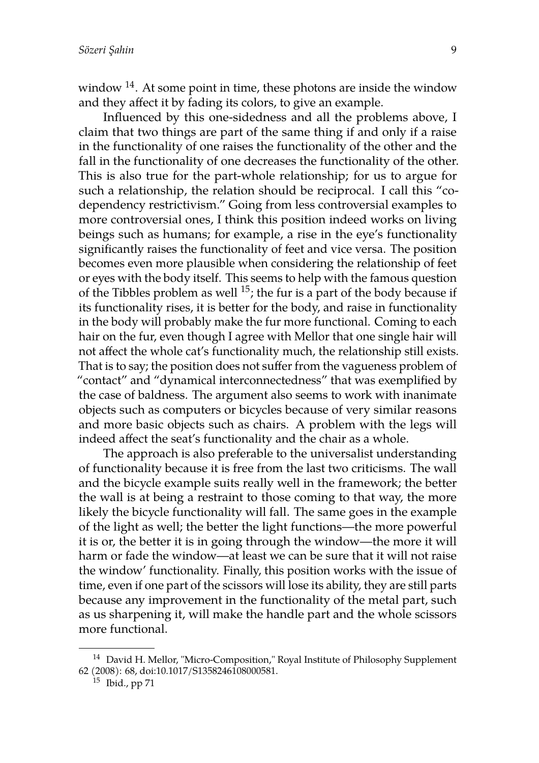window [14]. At some point in time, these photons are inside the window and they affect it by fading its colors, to give an example.

Influenced by this one-sidedness and all the problems above, I claim that two things are part of the same thing if and only if a raise in the functionality of one raises the functionality of the other and the fall in the functionality of one decreases the functionality of the other. This is also true for the part-whole relationship; for us to argue for such a relationship, the relation should be reciprocal. I call this "co-dependency restrictivism." Going from less controversial examples to more controversial ones, I think this position indeed works on living beings such as humans; for example, a rise in the eye's functionality significantly raises the functionality of feet and vice versa. The position becomes even more plausible when considering the relationship of feet or eyes with the body itself. This seems to help with the famous question of the Tibbles problem as well [15]; the fur is a part of the body because if its functionality rises, it is better for the body, and raise in functionality in the body will probably make the fur more functional. Coming to each hair on the fur, even though I agree with Mellor that one single hair will not affect the whole cat's functionality much, the relationship still exists. That is to say; the position does not suffer from the vagueness problem of "contact" and "dynamical interconnectedness" that was exemplified by the case of baldness. The argument also seems to work with inanimate objects such as computers or bicycles because of very similar reasons and more basic objects such as chairs. A problem with the legs will indeed affect the seat's functionality and the chair as a whole.

The approach is also preferable to the universalist understanding of functionality because it is free from the last two criticisms. The wall and the bicycle example suits really well in the framework; the better the wall is at being a restraint to those coming to that way, the more likely the bicycle functionality will fall. The same goes in the example of the light as well; the better the light functions—the more powerful it is or, the better it is in going through the window—the more it will harm or fade the window—at least we can be sure that it will not raise the window' functionality. Finally, this position works with the issue of time, even if one part of the scissors will lose its ability, they are still parts because any improvement in the functionality of the metal part, such as us sharpening it, will make the handle part and the whole scissors more functional.

---

[14] David H. Mellor, "Micro-Composition," Royal Institute of Philosophy Supplement 62 (2008): 68, doi:10.1017/S1358246108000581.

[15] Ibid., pp 71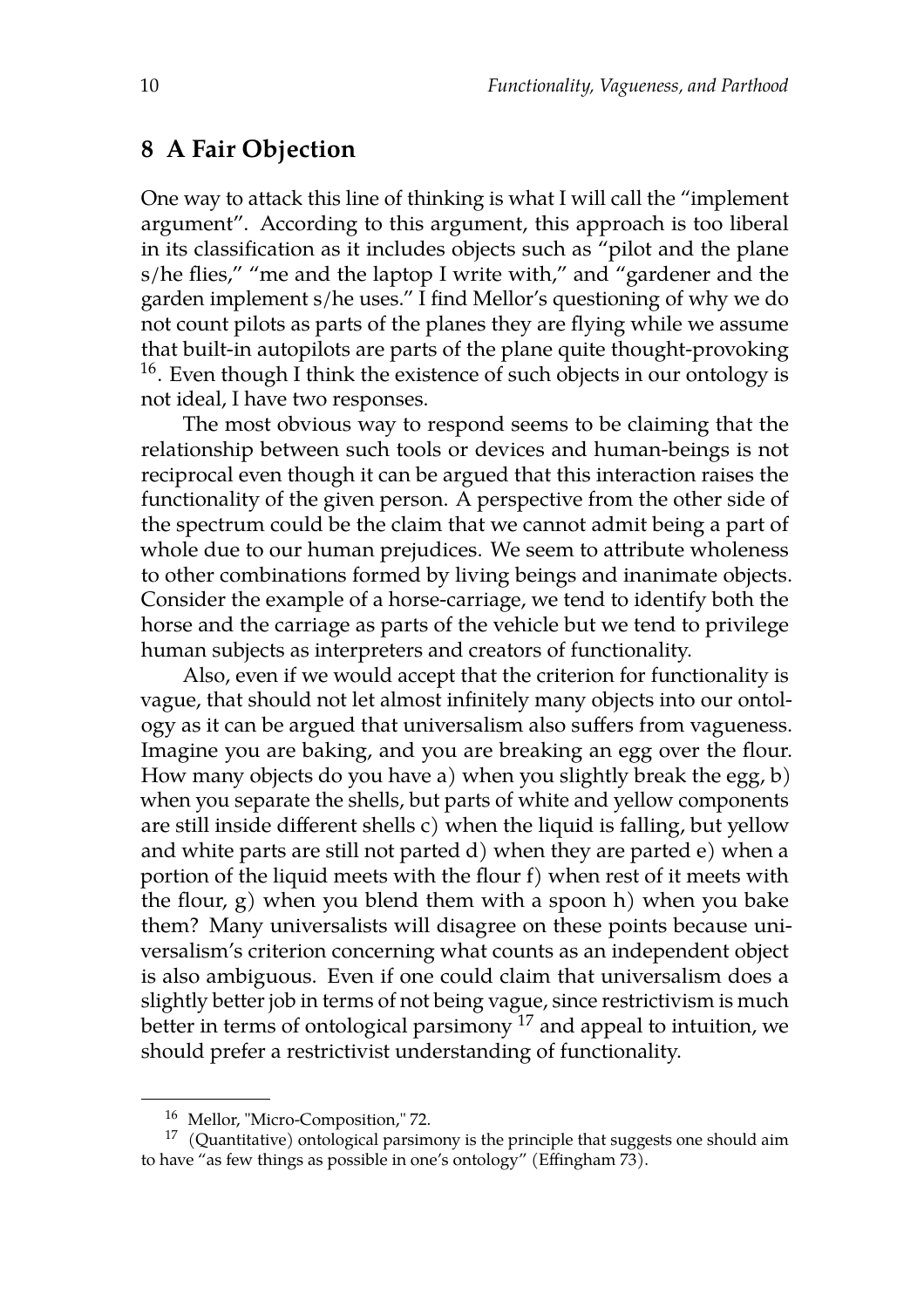## 8 A Fair Objection

One way to attack this line of thinking is what I will call the "implement argument". According to this argument, this approach is too liberal in its classification as it includes objects such as "pilot and the plane s/he flies," "me and the laptop I write with," and "gardener and the garden implement s/he uses." I find Mellor's questioning of why we do not count pilots as parts of the planes they are flying while we assume that built-in autopilots are parts of the plane quite thought-provoking [16]. Even though I think the existence of such objects in our ontology is not ideal, I have two responses.

The most obvious way to respond seems to be claiming that the relationship between such tools or devices and human-beings is not reciprocal even though it can be argued that this interaction raises the functionality of the given person. A perspective from the other side of the spectrum could be the claim that we cannot admit being a part of whole due to our human prejudices. We seem to attribute wholeness to other combinations formed by living beings and inanimate objects. Consider the example of a horse-carriage, we tend to identify both the horse and the carriage as parts of the vehicle but we tend to privilege human subjects as interpreters and creators of functionality.

Also, even if we would accept that the criterion for functionality is vague, that should not let almost infinitely many objects into our ontology as it can be argued that universalism also suffers from vagueness. Imagine you are baking, and you are breaking an egg over the flour. How many objects do you have a) when you slightly break the egg, b) when you separate the shells, but parts of white and yellow components are still inside different shells c) when the liquid is falling, but yellow and white parts are still not parted d) when they are parted e) when a portion of the liquid meets with the flour f) when rest of it meets with the flour, g) when you blend them with a spoon h) when you bake them? Many universalists will disagree on these points because universalism's criterion concerning what counts as an independent object is also ambiguous. Even if one could claim that universalism does a slightly better job in terms of not being vague, since restrictivism is much better in terms of ontological parsimony [17] and appeal to intuition, we should prefer a restrictivist understanding of functionality.

---

[16] Mellor, "Micro-Composition," 72.

[17] (Quantitative) ontological parsimony is the principle that suggests one should aim to have "as few things as possible in one's ontology" (Effingham 73).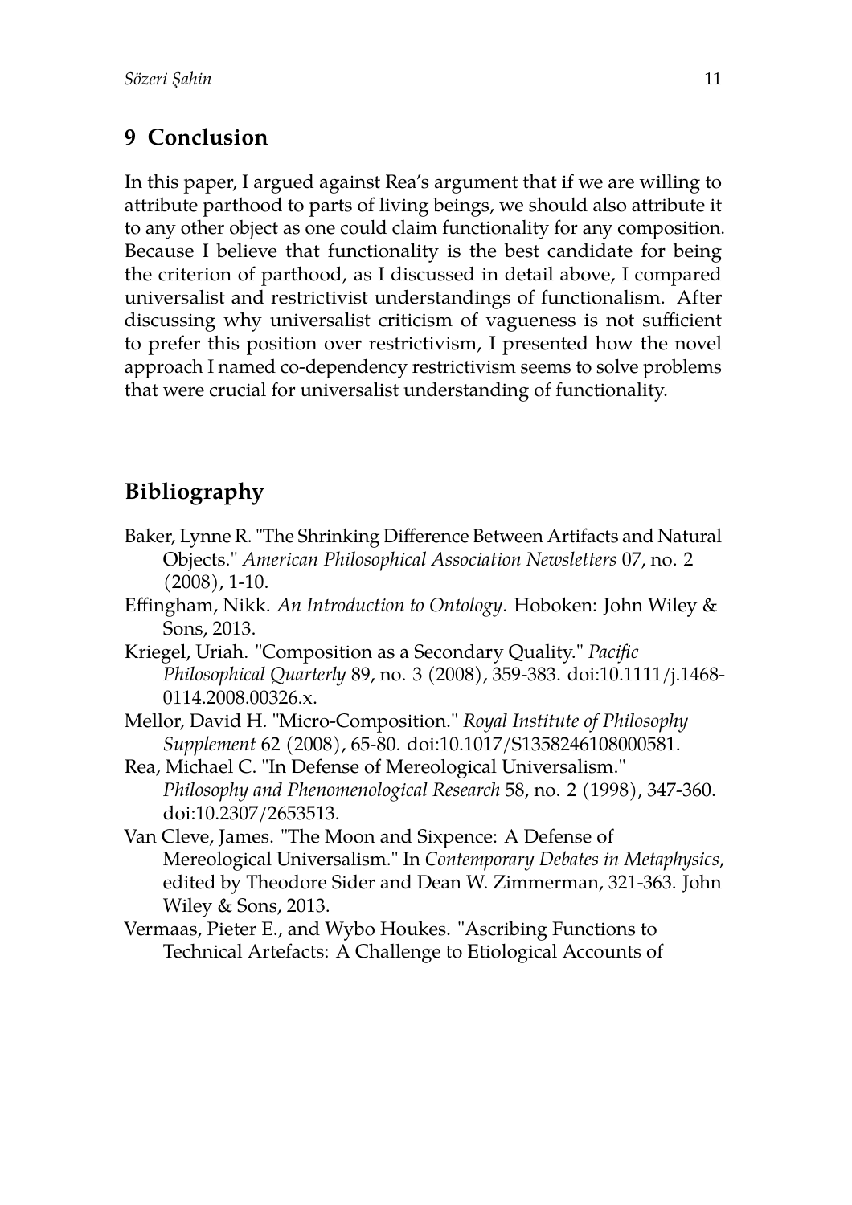## 9 Conclusion

In this paper, I argued against Rea's argument that if we are willing to attribute parthood to parts of living beings, we should also attribute it to any other object as one could claim functionality for any composition. Because I believe that functionality is the best candidate for being the criterion of parthood, as I discussed in detail above, I compared universalist and restrictivist understandings of functionalism. After discussing why universalist criticism of vagueness is not sufficient to prefer this position over restrictivism, I presented how the novel approach I named co-dependency restrictivism seems to solve problems that were crucial for universalist understanding of functionality.

## Bibliography

Baker, Lynne R. "The Shrinking Difference Between Artifacts and Natural Objects." *American Philosophical Association Newsletters* 07, no. 2 (2008), 1-10.

Effingham, Nikk. *An Introduction to Ontology*. Hoboken: John Wiley & Sons, 2013.

Kriegel, Uriah. "Composition as a Secondary Quality." *Pacific Philosophical Quarterly* 89, no. 3 (2008), 359-383. doi:10.1111/j.1468-0114.2008.00326.x.

Mellor, David H. "Micro-Composition." *Royal Institute of Philosophy Supplement* 62 (2008), 65-80. doi:10.1017/S1358246108000581.

Rea, Michael C. "In Defense of Mereological Universalism." *Philosophy and Phenomenological Research* 58, no. 2 (1998), 347-360. doi:10.2307/2653513.

Van Cleve, James. "The Moon and Sixpence: A Defense of Mereological Universalism." In *Contemporary Debates in Metaphysics*, edited by Theodore Sider and Dean W. Zimmerman, 321-363. John Wiley & Sons, 2013.

Vermaas, Pieter E., and Wybo Houkes. "Ascribing Functions to Technical Artefacts: A Challenge to Etiological Accounts of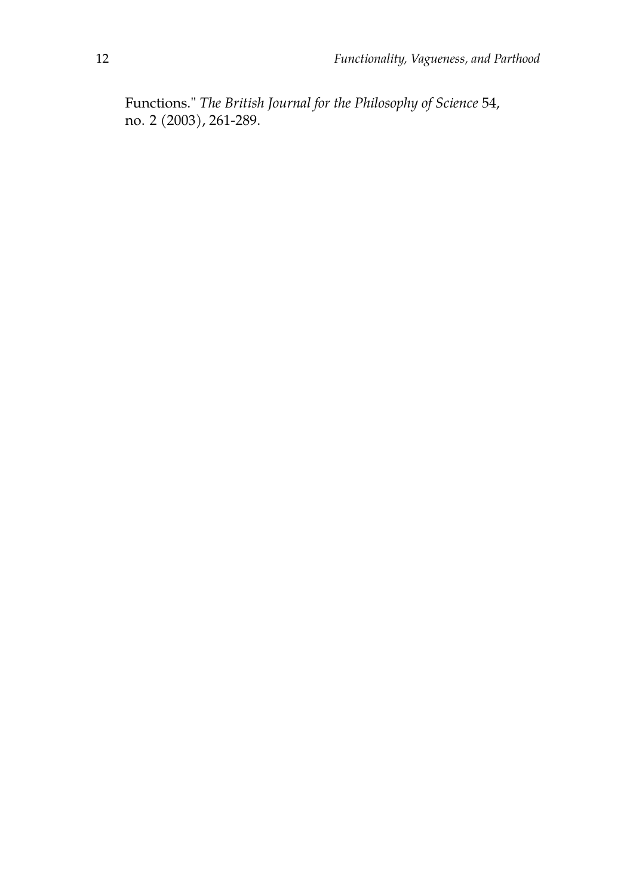Functions." *The British Journal for the Philosophy of Science* 54, no. 2 (2003), 261-289.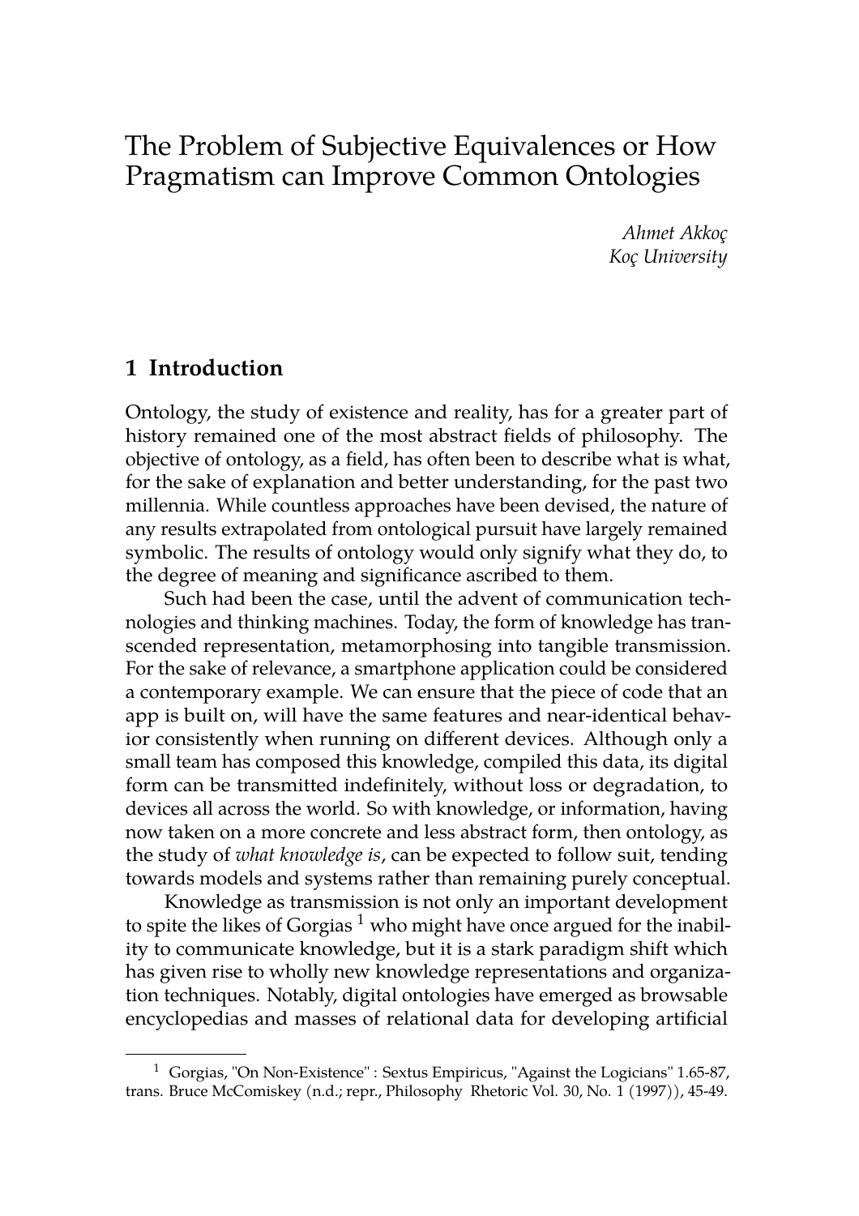# The Problem of Subjective Equivalences or How Pragmatism can Improve Common Ontologies

*Ahmet Akkoç*
*Koç University*

## 1 Introduction

Ontology, the study of existence and reality, has for a greater part of history remained one of the most abstract fields of philosophy. The objective of ontology, as a field, has often been to describe what is what, for the sake of explanation and better understanding, for the past two millennia. While countless approaches have been devised, the nature of any results extrapolated from ontological pursuit have largely remained symbolic. The results of ontology would only signify what they do, to the degree of meaning and significance ascribed to them.

Such had been the case, until the advent of communication technologies and thinking machines. Today, the form of knowledge has transcended representation, metamorphosing into tangible transmission. For the sake of relevance, a smartphone application could be considered a contemporary example. We can ensure that the piece of code that an app is built on, will have the same features and near-identical behavior consistently when running on different devices. Although only a small team has composed this knowledge, compiled this data, its digital form can be transmitted indefinitely, without loss or degradation, to devices all across the world. So with knowledge, or information, having now taken on a more concrete and less abstract form, then ontology, as the study of *what knowledge is*, can be expected to follow suit, tending towards models and systems rather than remaining purely conceptual.

Knowledge as transmission is not only an important development to spite the likes of Gorgias [1] who might have once argued for the inability to communicate knowledge, but it is a stark paradigm shift which has given rise to wholly new knowledge representations and organization techniques. Notably, digital ontologies have emerged as browsable encyclopedias and masses of relational data for developing artificial

[1] Gorgias, "On Non-Existence" : Sextus Empiricus, "Against the Logicians" 1.65-87, trans. Bruce McComiskey (n.d.; repr., Philosophy Rhetoric Vol. 30, No. 1 (1997)), 45-49.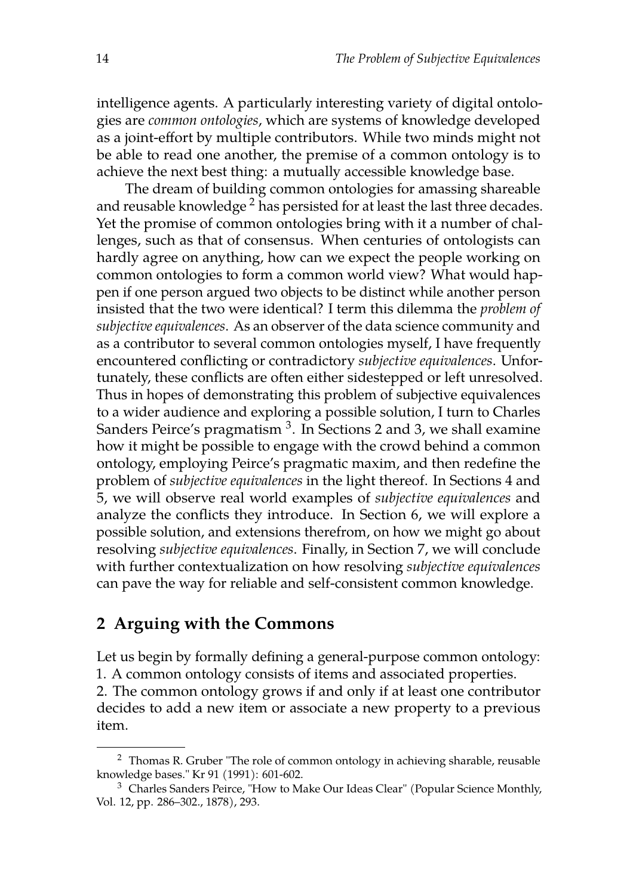intelligence agents. A particularly interesting variety of digital ontologies are *common ontologies*, which are systems of knowledge developed as a joint-effort by multiple contributors. While two minds might not be able to read one another, the premise of a common ontology is to achieve the next best thing: a mutually accessible knowledge base.

The dream of building common ontologies for amassing shareable and reusable knowledge [2] has persisted for at least the last three decades. Yet the promise of common ontologies bring with it a number of challenges, such as that of consensus. When centuries of ontologists can hardly agree on anything, how can we expect the people working on common ontologies to form a common world view? What would happen if one person argued two objects to be distinct while another person insisted that the two were identical? I term this dilemma the *problem of subjective equivalences*. As an observer of the data science community and as a contributor to several common ontologies myself, I have frequently encountered conflicting or contradictory *subjective equivalences*. Unfortunately, these conflicts are often either sidestepped or left unresolved. Thus in hopes of demonstrating this problem of subjective equivalences to a wider audience and exploring a possible solution, I turn to Charles Sanders Peirce's pragmatism [3]. In Sections 2 and 3, we shall examine how it might be possible to engage with the crowd behind a common ontology, employing Peirce's pragmatic maxim, and then redefine the problem of *subjective equivalences* in the light thereof. In Sections 4 and 5, we will observe real world examples of *subjective equivalences* and analyze the conflicts they introduce. In Section 6, we will explore a possible solution, and extensions therefrom, on how we might go about resolving *subjective equivalences*. Finally, in Section 7, we will conclude with further contextualization on how resolving *subjective equivalences* can pave the way for reliable and self-consistent common knowledge.

## 2 Arguing with the Commons

Let us begin by formally defining a general-purpose common ontology:
1. A common ontology consists of items and associated properties.
2. The common ontology grows if and only if at least one contributor decides to add a new item or associate a new property to a previous item.

---

[2] Thomas R. Gruber "The role of common ontology in achieving sharable, reusable knowledge bases." Kr 91 (1991): 601-602.

[3] Charles Sanders Peirce, "How to Make Our Ideas Clear" (Popular Science Monthly, Vol. 12, pp. 286–302., 1878), 293.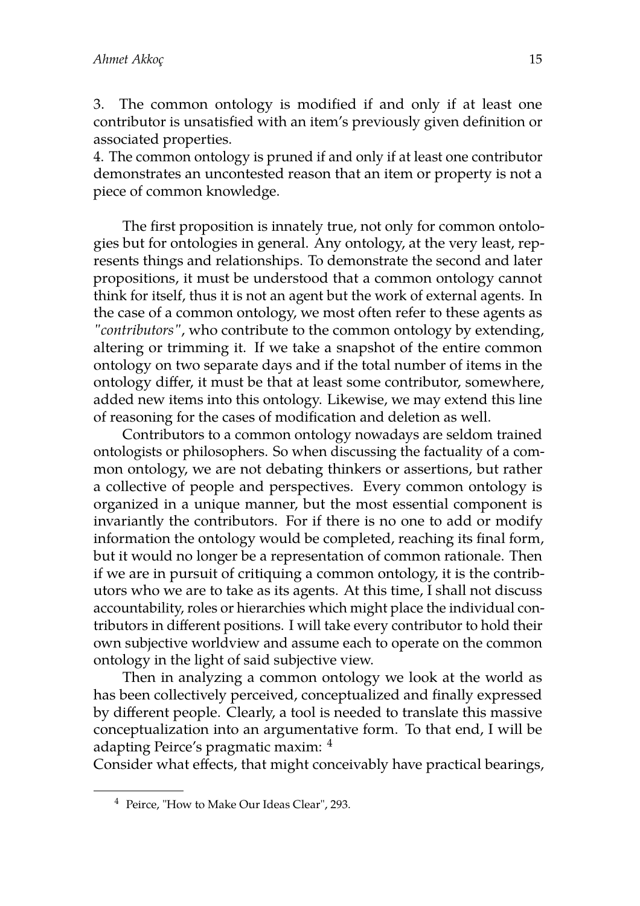3. The common ontology is modified if and only if at least one contributor is unsatisfied with an item's previously given definition or associated properties.
4. The common ontology is pruned if and only if at least one contributor demonstrates an uncontested reason that an item or property is not a piece of common knowledge.

The first proposition is innately true, not only for common ontologies but for ontologies in general. Any ontology, at the very least, represents things and relationships. To demonstrate the second and later propositions, it must be understood that a common ontology cannot think for itself, thus it is not an agent but the work of external agents. In the case of a common ontology, we most often refer to these agents as *"contributors"*, who contribute to the common ontology by extending, altering or trimming it. If we take a snapshot of the entire common ontology on two separate days and if the total number of items in the ontology differ, it must be that at least some contributor, somewhere, added new items into this ontology. Likewise, we may extend this line of reasoning for the cases of modification and deletion as well.

Contributors to a common ontology nowadays are seldom trained ontologists or philosophers. So when discussing the factuality of a common ontology, we are not debating thinkers or assertions, but rather a collective of people and perspectives. Every common ontology is organized in a unique manner, but the most essential component is invariantly the contributors. For if there is no one to add or modify information the ontology would be completed, reaching its final form, but it would no longer be a representation of common rationale. Then if we are in pursuit of critiquing a common ontology, it is the contributors who we are to take as its agents. At this time, I shall not discuss accountability, roles or hierarchies which might place the individual contributors in different positions. I will take every contributor to hold their own subjective worldview and assume each to operate on the common ontology in the light of said subjective view.

Then in analyzing a common ontology we look at the world as has been collectively perceived, conceptualized and finally expressed by different people. Clearly, a tool is needed to translate this massive conceptualization into an argumentative form. To that end, I will be adapting Peirce's pragmatic maxim: [4]

Consider what effects, that might conceivably have practical bearings,

[4] Peirce, "How to Make Our Ideas Clear", 293.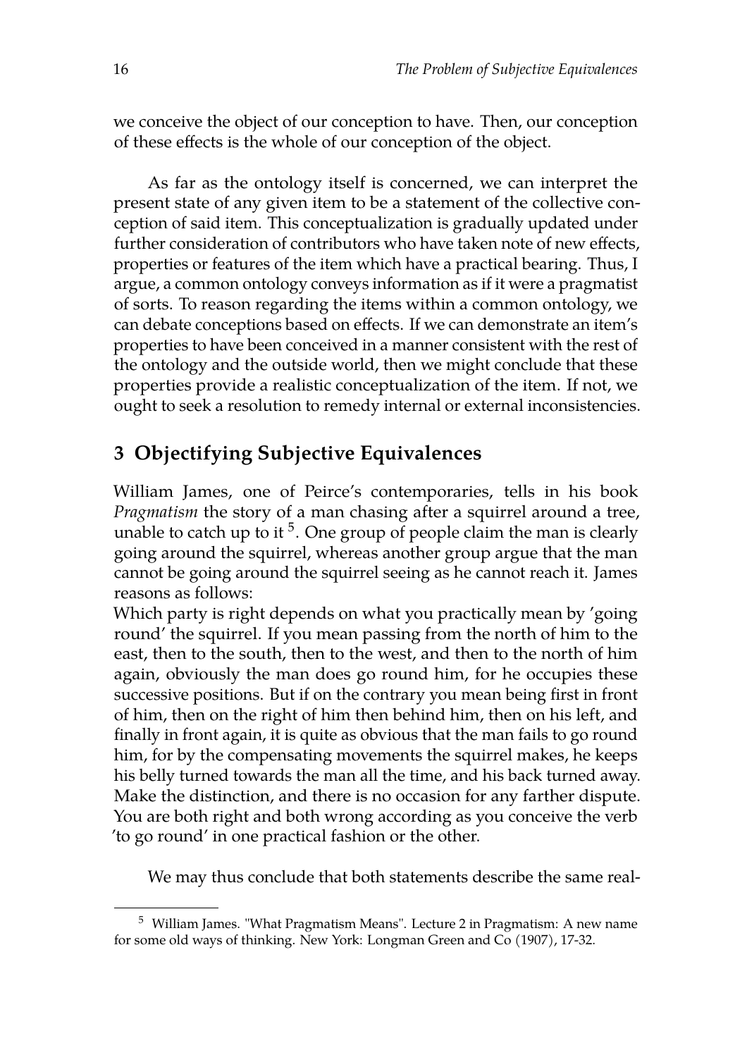we conceive the object of our conception to have. Then, our conception of these effects is the whole of our conception of the object.

As far as the ontology itself is concerned, we can interpret the present state of any given item to be a statement of the collective conception of said item. This conceptualization is gradually updated under further consideration of contributors who have taken note of new effects, properties or features of the item which have a practical bearing. Thus, I argue, a common ontology conveys information as if it were a pragmatist of sorts. To reason regarding the items within a common ontology, we can debate conceptions based on effects. If we can demonstrate an item's properties to have been conceived in a manner consistent with the rest of the ontology and the outside world, then we might conclude that these properties provide a realistic conceptualization of the item. If not, we ought to seek a resolution to remedy internal or external inconsistencies.

## 3 Objectifying Subjective Equivalences

William James, one of Peirce's contemporaries, tells in his book *Pragmatism* the story of a man chasing after a squirrel around a tree, unable to catch up to it [5]. One group of people claim the man is clearly going around the squirrel, whereas another group argue that the man cannot be going around the squirrel seeing as he cannot reach it. James reasons as follows:

Which party is right depends on what you practically mean by 'going round' the squirrel. If you mean passing from the north of him to the east, then to the south, then to the west, and then to the north of him again, obviously the man does go round him, for he occupies these successive positions. But if on the contrary you mean being first in front of him, then on the right of him then behind him, then on his left, and finally in front again, it is quite as obvious that the man fails to go round him, for by the compensating movements the squirrel makes, he keeps his belly turned towards the man all the time, and his back turned away. Make the distinction, and there is no occasion for any farther dispute. You are both right and both wrong according as you conceive the verb 'to go round' in one practical fashion or the other.

We may thus conclude that both statements describe the same real-

[5] William James. "What Pragmatism Means". Lecture 2 in Pragmatism: A new name for some old ways of thinking. New York: Longman Green and Co (1907), 17-32.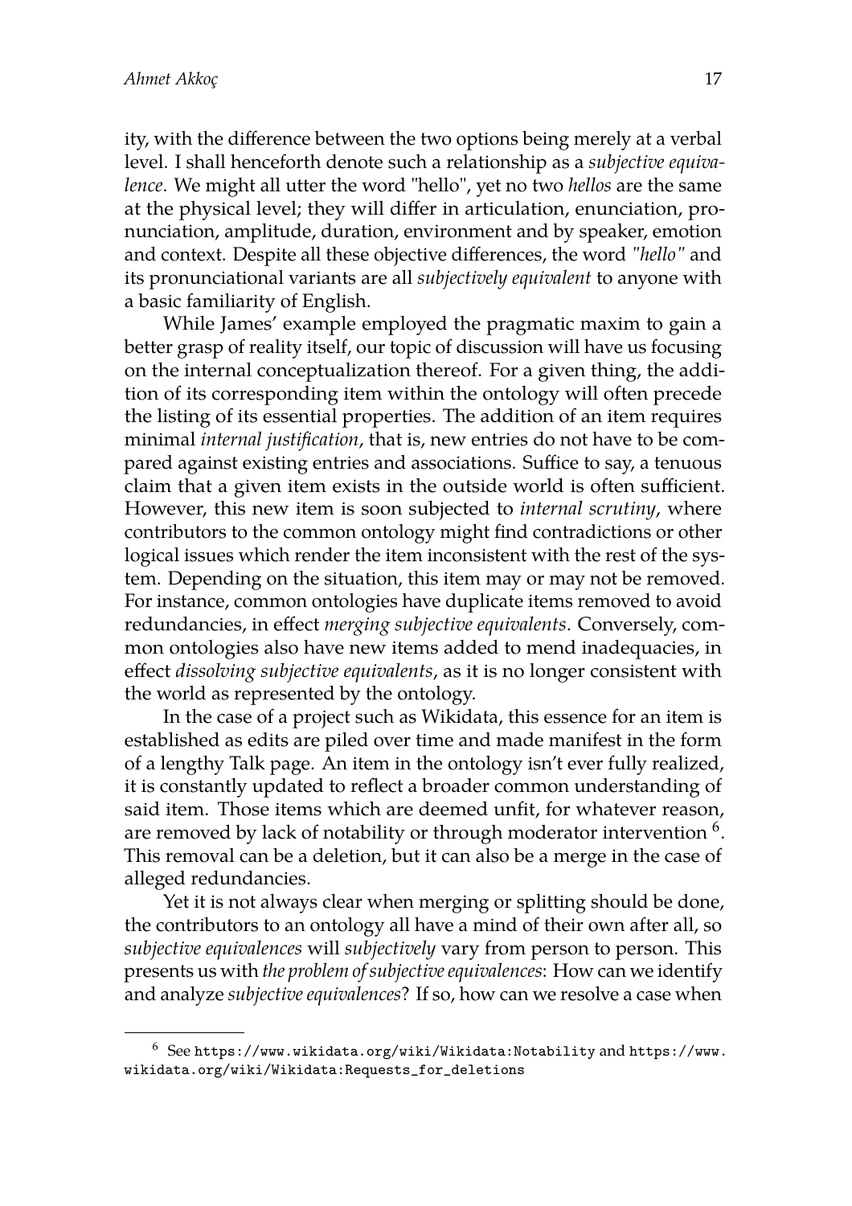ity, with the difference between the two options being merely at a verbal level. I shall henceforth denote such a relationship as a *subjective equivalence*. We might all utter the word "hello", yet no two *hellos* are the same at the physical level; they will differ in articulation, enunciation, pronunciation, amplitude, duration, environment and by speaker, emotion and context. Despite all these objective differences, the word *"hello"* and its pronunciational variants are all *subjectively equivalent* to anyone with a basic familiarity of English.

While James' example employed the pragmatic maxim to gain a better grasp of reality itself, our topic of discussion will have us focusing on the internal conceptualization thereof. For a given thing, the addition of its corresponding item within the ontology will often precede the listing of its essential properties. The addition of an item requires minimal *internal justification*, that is, new entries do not have to be compared against existing entries and associations. Suffice to say, a tenuous claim that a given item exists in the outside world is often sufficient. However, this new item is soon subjected to *internal scrutiny*, where contributors to the common ontology might find contradictions or other logical issues which render the item inconsistent with the rest of the system. Depending on the situation, this item may or may not be removed. For instance, common ontologies have duplicate items removed to avoid redundancies, in effect *merging subjective equivalents*. Conversely, common ontologies also have new items added to mend inadequacies, in effect *dissolving subjective equivalents*, as it is no longer consistent with the world as represented by the ontology.

In the case of a project such as Wikidata, this essence for an item is established as edits are piled over time and made manifest in the form of a lengthy Talk page. An item in the ontology isn't ever fully realized, it is constantly updated to reflect a broader common understanding of said item. Those items which are deemed unfit, for whatever reason, are removed by lack of notability or through moderator intervention [6]. This removal can be a deletion, but it can also be a merge in the case of alleged redundancies.

Yet it is not always clear when merging or splitting should be done, the contributors to an ontology all have a mind of their own after all, so *subjective equivalences* will *subjectively* vary from person to person. This presents us with *the problem of subjective equivalences*: How can we identify and analyze *subjective equivalences*? If so, how can we resolve a case when

[6] See https://www.wikidata.org/wiki/Wikidata:Notability and https://www.wikidata.org/wiki/Wikidata:Requests_for_deletions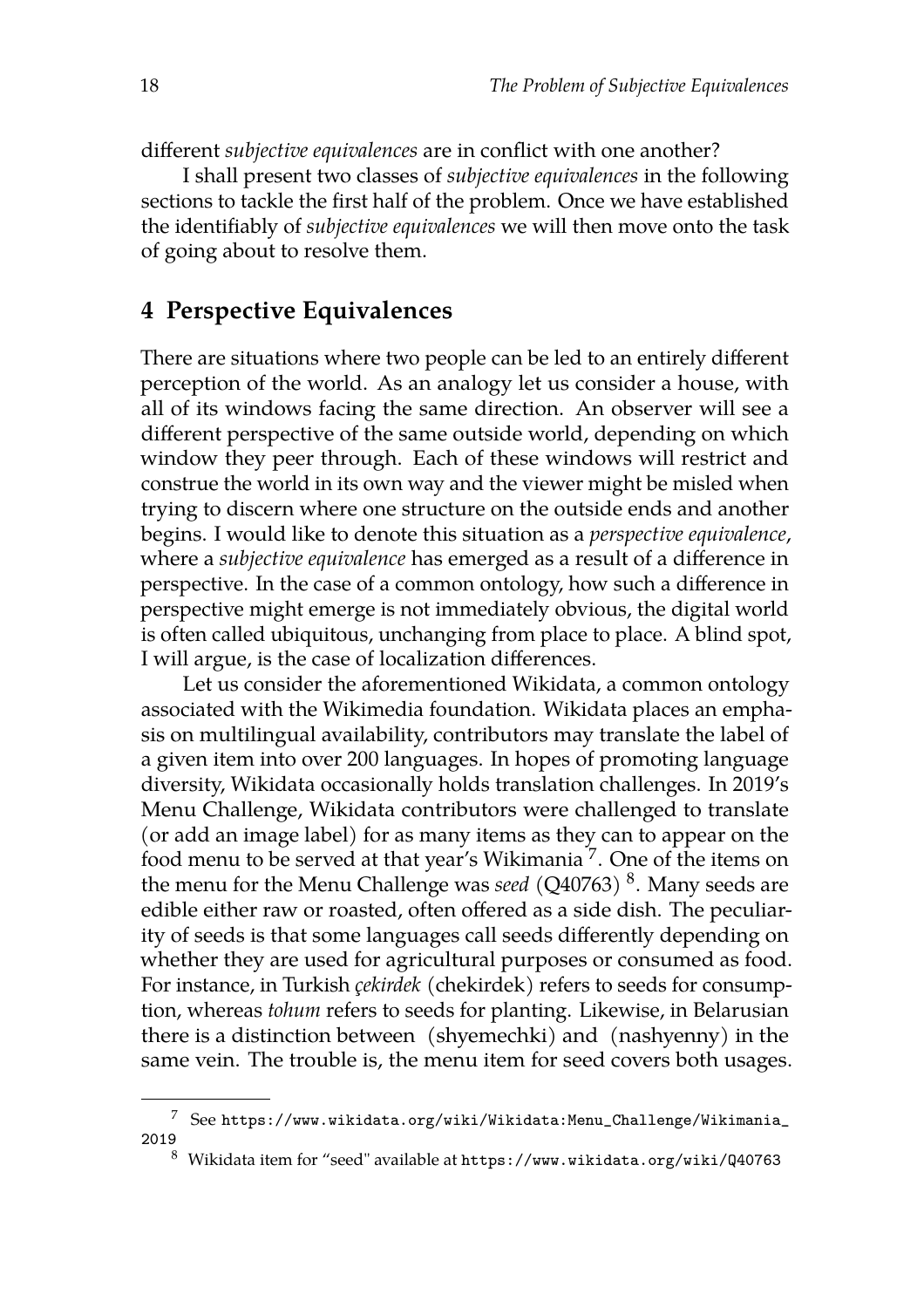different *subjective equivalences* are in conflict with one another?

I shall present two classes of *subjective equivalences* in the following sections to tackle the first half of the problem. Once we have established the identifiably of *subjective equivalences* we will then move onto the task of going about to resolve them.

## 4 Perspective Equivalences

There are situations where two people can be led to an entirely different perception of the world. As an analogy let us consider a house, with all of its windows facing the same direction. An observer will see a different perspective of the same outside world, depending on which window they peer through. Each of these windows will restrict and construe the world in its own way and the viewer might be misled when trying to discern where one structure on the outside ends and another begins. I would like to denote this situation as a *perspective equivalence*, where a *subjective equivalence* has emerged as a result of a difference in perspective. In the case of a common ontology, how such a difference in perspective might emerge is not immediately obvious, the digital world is often called ubiquitous, unchanging from place to place. A blind spot, I will argue, is the case of localization differences.

Let us consider the aforementioned Wikidata, a common ontology associated with the Wikimedia foundation. Wikidata places an emphasis on multilingual availability, contributors may translate the label of a given item into over 200 languages. In hopes of promoting language diversity, Wikidata occasionally holds translation challenges. In 2019's Menu Challenge, Wikidata contributors were challenged to translate (or add an image label) for as many items as they can to appear on the food menu to be served at that year's Wikimania [7]. One of the items on the menu for the Menu Challenge was *seed* (Q40763) [8]. Many seeds are edible either raw or roasted, often offered as a side dish. The peculiarity of seeds is that some languages call seeds differently depending on whether they are used for agricultural purposes or consumed as food. For instance, in Turkish *çekirdek* (chekirdek) refers to seeds for consumption, whereas *tohum* refers to seeds for planting. Likewise, in Belarusian there is a distinction between (shyemechki) and (nashyenny) in the same vein. The trouble is, the menu item for seed covers both usages.

---

[7] See https://www.wikidata.org/wiki/Wikidata:Menu_Challenge/Wikimania_2019

[8] Wikidata item for "seed" available at https://www.wikidata.org/wiki/Q40763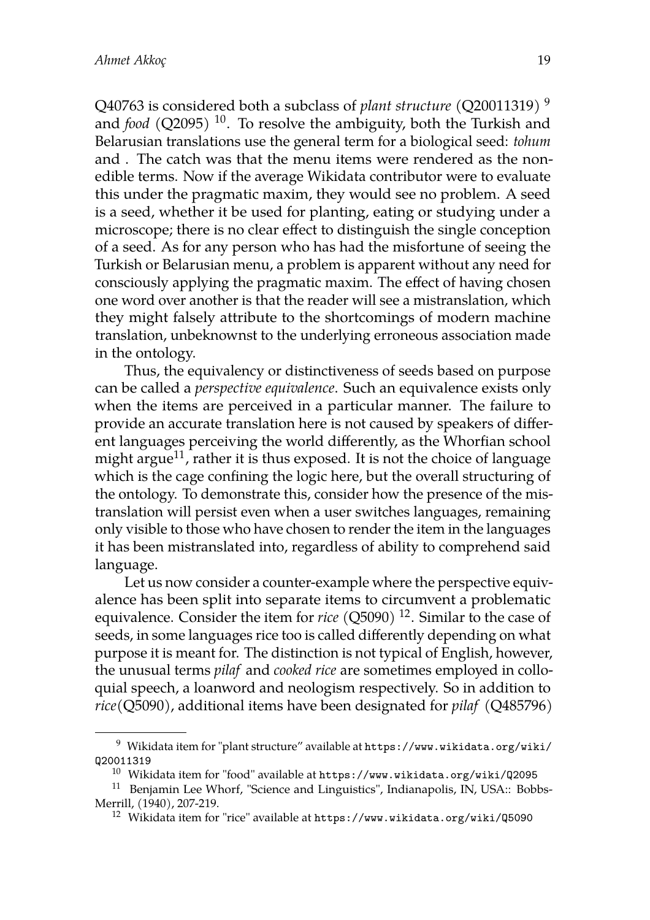Q40763 is considered both a subclass of *plant structure* (Q20011319) [9] and *food* (Q2095) [10]. To resolve the ambiguity, both the Turkish and Belarusian translations use the general term for a biological seed: *tohum* and . The catch was that the menu items were rendered as the non-edible terms. Now if the average Wikidata contributor were to evaluate this under the pragmatic maxim, they would see no problem. A seed is a seed, whether it be used for planting, eating or studying under a microscope; there is no clear effect to distinguish the single conception of a seed. As for any person who has had the misfortune of seeing the Turkish or Belarusian menu, a problem is apparent without any need for consciously applying the pragmatic maxim. The effect of having chosen one word over another is that the reader will see a mistranslation, which they might falsely attribute to the shortcomings of modern machine translation, unbeknownst to the underlying erroneous association made in the ontology.

Thus, the equivalency or distinctiveness of seeds based on purpose can be called a *perspective equivalence*. Such an equivalence exists only when the items are perceived in a particular manner. The failure to provide an accurate translation here is not caused by speakers of different languages perceiving the world differently, as the Whorfian school might argue[11], rather it is thus exposed. It is not the choice of language which is the cage confining the logic here, but the overall structuring of the ontology. To demonstrate this, consider how the presence of the mistranslation will persist even when a user switches languages, remaining only visible to those who have chosen to render the item in the languages it has been mistranslated into, regardless of ability to comprehend said language.

Let us now consider a counter-example where the perspective equivalence has been split into separate items to circumvent a problematic equivalence. Consider the item for *rice* (Q5090) [12]. Similar to the case of seeds, in some languages rice too is called differently depending on what purpose it is meant for. The distinction is not typical of English, however, the unusual terms *pilaf* and *cooked rice* are sometimes employed in colloquial speech, a loanword and neologism respectively. So in addition to *rice*(Q5090), additional items have been designated for *pilaf* (Q485796)

---

[9] Wikidata item for "plant structure" available at https://www.wikidata.org/wiki/Q20011319

[10] Wikidata item for "food" available at https://www.wikidata.org/wiki/Q2095

[11] Benjamin Lee Whorf, "Science and Linguistics", Indianapolis, IN, USA:: Bobbs-Merrill, (1940), 207-219.

[12] Wikidata item for "rice" available at https://www.wikidata.org/wiki/Q5090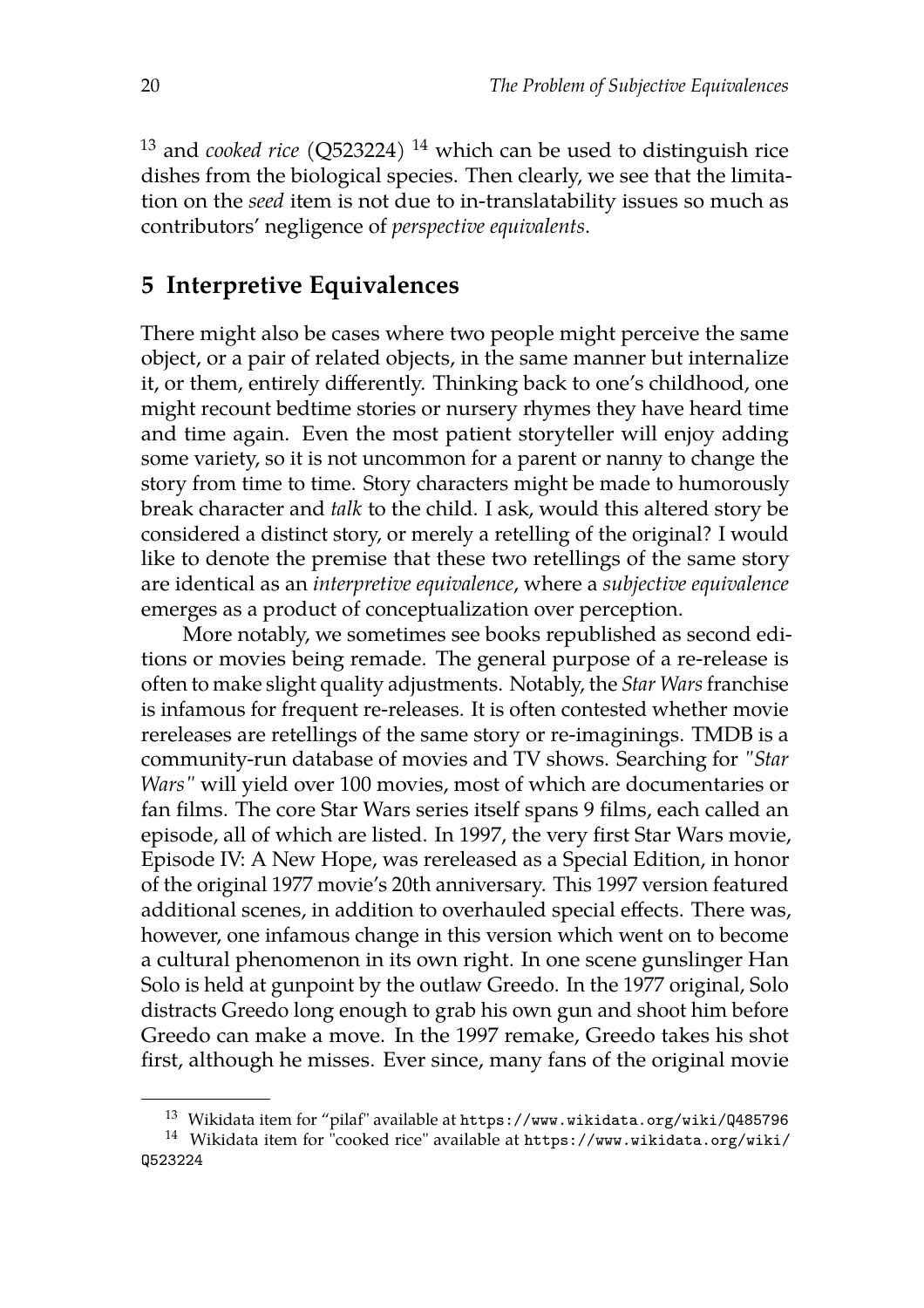[13] and *cooked rice* (Q523224) [14] which can be used to distinguish rice dishes from the biological species. Then clearly, we see that the limitation on the *seed* item is not due to in-translatability issues so much as contributors' negligence of *perspective equivalents*.

## 5 Interpretive Equivalences

There might also be cases where two people might perceive the same object, or a pair of related objects, in the same manner but internalize it, or them, entirely differently. Thinking back to one's childhood, one might recount bedtime stories or nursery rhymes they have heard time and time again. Even the most patient storyteller will enjoy adding some variety, so it is not uncommon for a parent or nanny to change the story from time to time. Story characters might be made to humorously break character and *talk* to the child. I ask, would this altered story be considered a distinct story, or merely a retelling of the original? I would like to denote the premise that these two retellings of the same story are identical as an *interpretive equivalence*, where a *subjective equivalence* emerges as a product of conceptualization over perception.

More notably, we sometimes see books republished as second editions or movies being remade. The general purpose of a re-release is often to make slight quality adjustments. Notably, the *Star Wars* franchise is infamous for frequent re-releases. It is often contested whether movie rereleases are retellings of the same story or re-imaginings. TMDB is a community-run database of movies and TV shows. Searching for *"Star Wars"* will yield over 100 movies, most of which are documentaries or fan films. The core Star Wars series itself spans 9 films, each called an episode, all of which are listed. In 1997, the very first Star Wars movie, Episode IV: A New Hope, was rereleased as a Special Edition, in honor of the original 1977 movie's 20th anniversary. This 1997 version featured additional scenes, in addition to overhauled special effects. There was, however, one infamous change in this version which went on to become a cultural phenomenon in its own right. In one scene gunslinger Han Solo is held at gunpoint by the outlaw Greedo. In the 1977 original, Solo distracts Greedo long enough to grab his own gun and shoot him before Greedo can make a move. In the 1997 remake, Greedo takes his shot first, although he misses. Ever since, many fans of the original movie

[13] Wikidata item for "pilaf" available at https://www.wikidata.org/wiki/Q485796

[14] Wikidata item for "cooked rice" available at https://www.wikidata.org/wiki/Q523224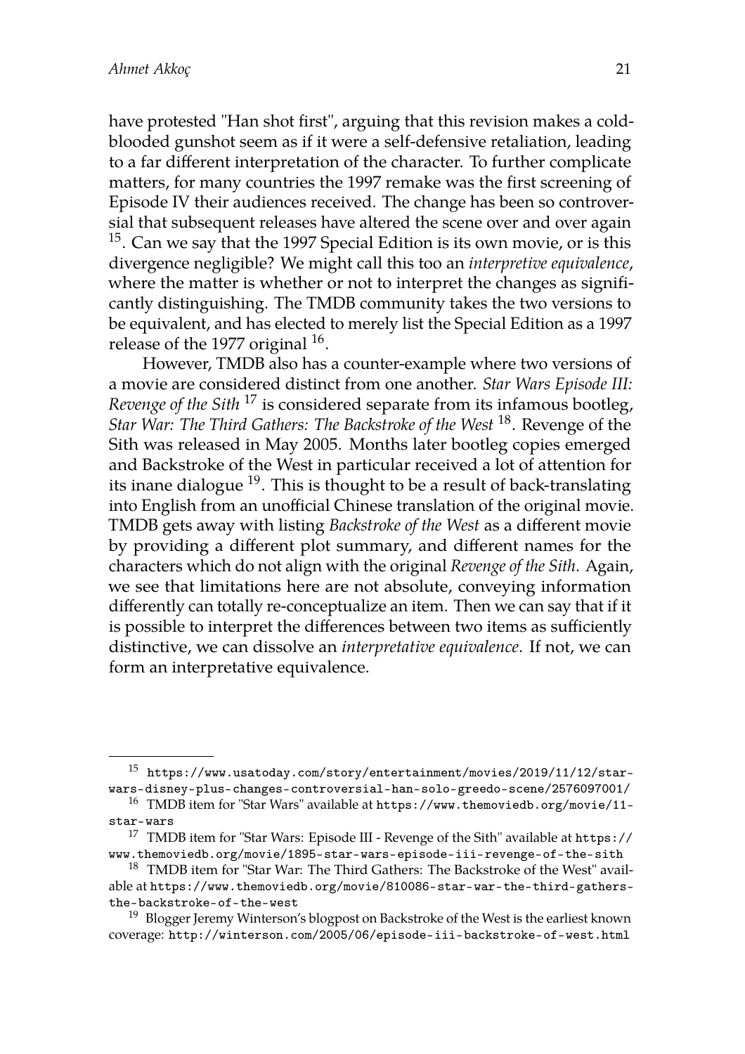have protested "Han shot first", arguing that this revision makes a cold-blooded gunshot seem as if it were a self-defensive retaliation, leading to a far different interpretation of the character. To further complicate matters, for many countries the 1997 remake was the first screening of Episode IV their audiences received. The change has been so controversial that subsequent releases have altered the scene over and over again [15]. Can we say that the 1997 Special Edition is its own movie, or is this divergence negligible? We might call this too an *interpretive equivalence*, where the matter is whether or not to interpret the changes as significantly distinguishing. The TMDB community takes the two versions to be equivalent, and has elected to merely list the Special Edition as a 1997 release of the 1977 original [16].

However, TMDB also has a counter-example where two versions of a movie are considered distinct from one another. *Star Wars Episode III: Revenge of the Sith* [17] is considered separate from its infamous bootleg, *Star War: The Third Gathers: The Backstroke of the West* [18]. Revenge of the Sith was released in May 2005. Months later bootleg copies emerged and Backstroke of the West in particular received a lot of attention for its inane dialogue [19]. This is thought to be a result of back-translating into English from an unofficial Chinese translation of the original movie. TMDB gets away with listing *Backstroke of the West* as a different movie by providing a different plot summary, and different names for the characters which do not align with the original *Revenge of the Sith*. Again, we see that limitations here are not absolute, conveying information differently can totally re-conceptualize an item. Then we can say that if it is possible to interpret the differences between two items as sufficiently distinctive, we can dissolve an *interpretative equivalence*. If not, we can form an interpretative equivalence.

---

[15] `https://www.usatoday.com/story/entertainment/movies/2019/11/12/star-wars-disney-plus-changes-controversial-han-solo-greedo-scene/2576097001/`

[16] TMDB item for "Star Wars" available at `https://www.themoviedb.org/movie/11-star-wars`

[17] TMDB item for "Star Wars: Episode III - Revenge of the Sith" available at `https://www.themoviedb.org/movie/1895-star-wars-episode-iii-revenge-of-the-sith`

[18] TMDB item for "Star War: The Third Gathers: The Backstroke of the West" available at `https://www.themoviedb.org/movie/810086-star-war-the-third-gathers-the-backstroke-of-the-west`

[19] Blogger Jeremy Winterson's blogpost on Backstroke of the West is the earliest known coverage: `http://winterson.com/2005/06/episode-iii-backstroke-of-west.html`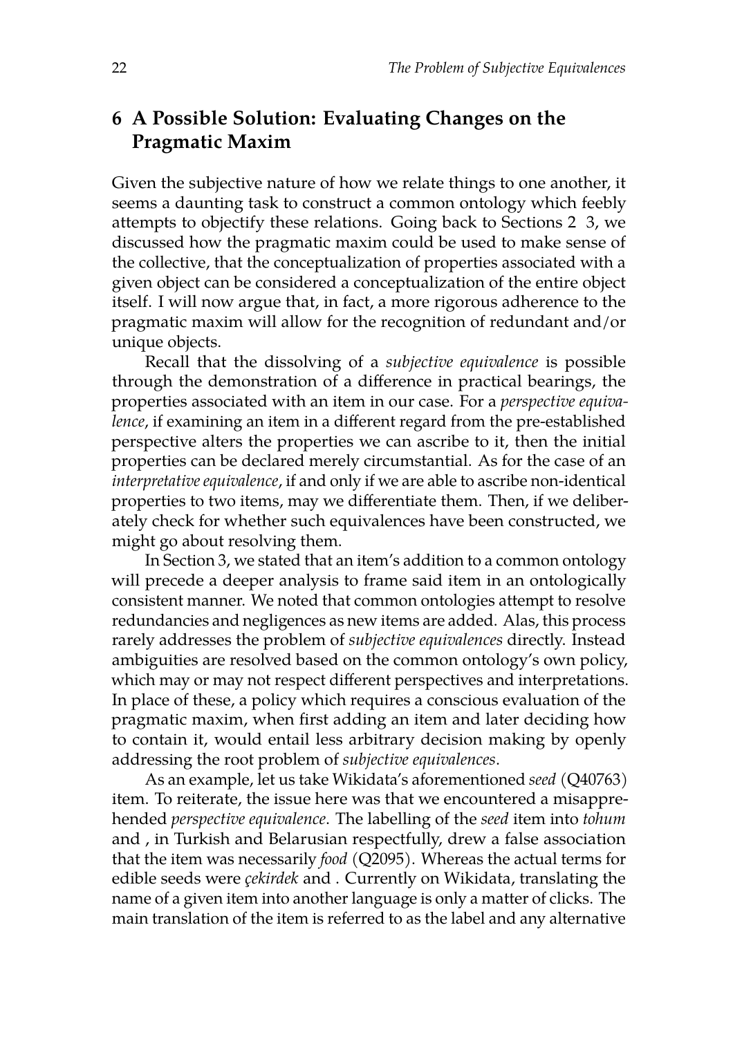## 6 A Possible Solution: Evaluating Changes on the Pragmatic Maxim

Given the subjective nature of how we relate things to one another, it seems a daunting task to construct a common ontology which feebly attempts to objectify these relations. Going back to Sections 2 3, we discussed how the pragmatic maxim could be used to make sense of the collective, that the conceptualization of properties associated with a given object can be considered a conceptualization of the entire object itself. I will now argue that, in fact, a more rigorous adherence to the pragmatic maxim will allow for the recognition of redundant and/or unique objects.

Recall that the dissolving of a *subjective equivalence* is possible through the demonstration of a difference in practical bearings, the properties associated with an item in our case. For a *perspective equivalence*, if examining an item in a different regard from the pre-established perspective alters the properties we can ascribe to it, then the initial properties can be declared merely circumstantial. As for the case of an *interpretative equivalence*, if and only if we are able to ascribe non-identical properties to two items, may we differentiate them. Then, if we deliberately check for whether such equivalences have been constructed, we might go about resolving them.

In Section 3, we stated that an item's addition to a common ontology will precede a deeper analysis to frame said item in an ontologically consistent manner. We noted that common ontologies attempt to resolve redundancies and negligences as new items are added. Alas, this process rarely addresses the problem of *subjective equivalences* directly. Instead ambiguities are resolved based on the common ontology's own policy, which may or may not respect different perspectives and interpretations. In place of these, a policy which requires a conscious evaluation of the pragmatic maxim, when first adding an item and later deciding how to contain it, would entail less arbitrary decision making by openly addressing the root problem of *subjective equivalences*.

As an example, let us take Wikidata's aforementioned *seed* (Q40763) item. To reiterate, the issue here was that we encountered a misapprehended *perspective equivalence*. The labelling of the *seed* item into *tohum* and , in Turkish and Belarusian respectfully, drew a false association that the item was necessarily *food* (Q2095). Whereas the actual terms for edible seeds were *çekirdek* and . Currently on Wikidata, translating the name of a given item into another language is only a matter of clicks. The main translation of the item is referred to as the label and any alternative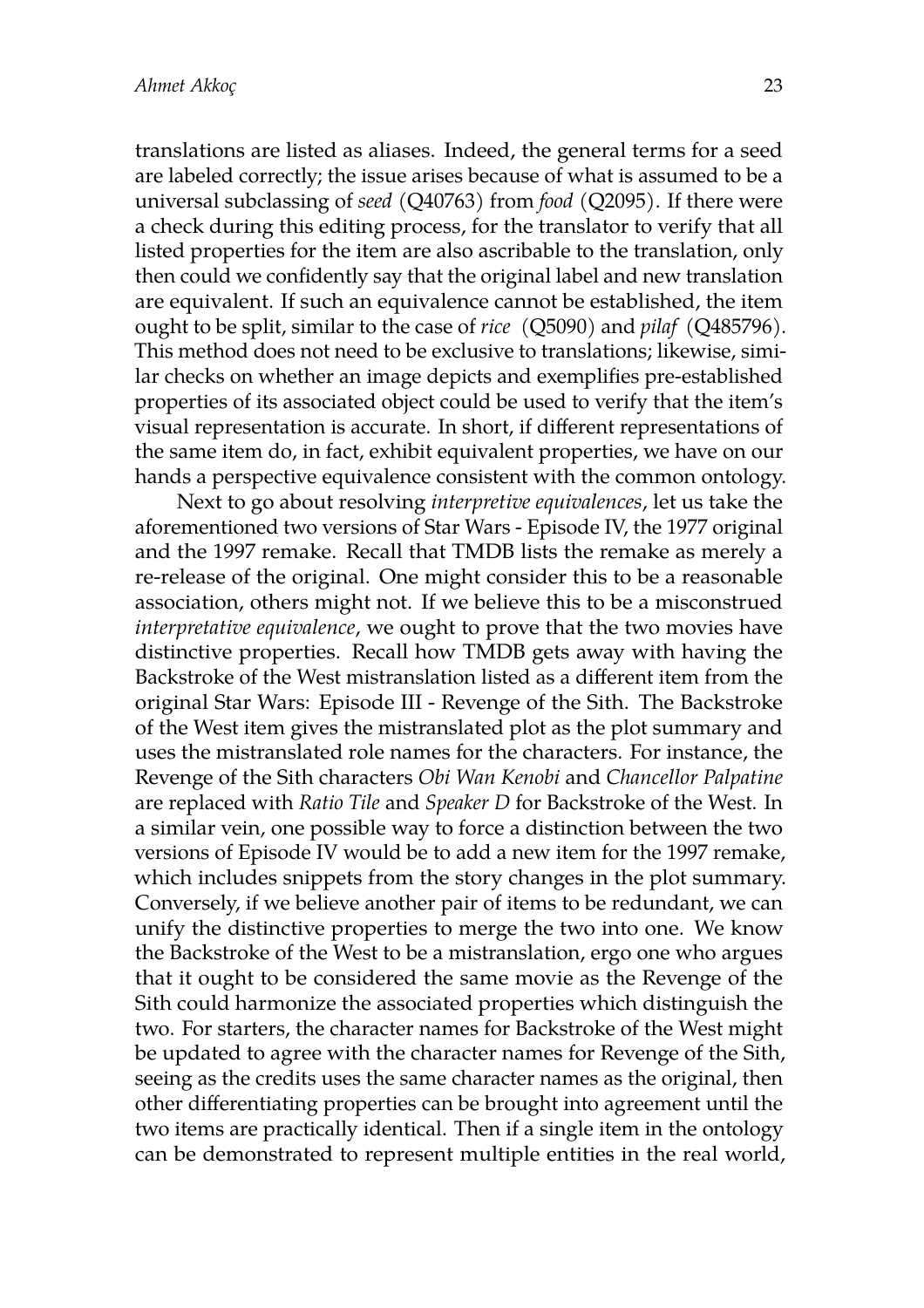translations are listed as aliases. Indeed, the general terms for a seed are labeled correctly; the issue arises because of what is assumed to be a universal subclassing of *seed* (Q40763) from *food* (Q2095). If there were a check during this editing process, for the translator to verify that all listed properties for the item are also ascribable to the translation, only then could we confidently say that the original label and new translation are equivalent. If such an equivalence cannot be established, the item ought to be split, similar to the case of *rice* (Q5090) and *pilaf* (Q485796). This method does not need to be exclusive to translations; likewise, similar checks on whether an image depicts and exemplifies pre-established properties of its associated object could be used to verify that the item's visual representation is accurate. In short, if different representations of the same item do, in fact, exhibit equivalent properties, we have on our hands a perspective equivalence consistent with the common ontology.

Next to go about resolving *interpretive equivalences*, let us take the aforementioned two versions of Star Wars - Episode IV, the 1977 original and the 1997 remake. Recall that TMDB lists the remake as merely a re-release of the original. One might consider this to be a reasonable association, others might not. If we believe this to be a misconstrued *interpretative equivalence*, we ought to prove that the two movies have distinctive properties. Recall how TMDB gets away with having the Backstroke of the West mistranslation listed as a different item from the original Star Wars: Episode III - Revenge of the Sith. The Backstroke of the West item gives the mistranslated plot as the plot summary and uses the mistranslated role names for the characters. For instance, the Revenge of the Sith characters *Obi Wan Kenobi* and *Chancellor Palpatine* are replaced with *Ratio Tile* and *Speaker D* for Backstroke of the West. In a similar vein, one possible way to force a distinction between the two versions of Episode IV would be to add a new item for the 1997 remake, which includes snippets from the story changes in the plot summary. Conversely, if we believe another pair of items to be redundant, we can unify the distinctive properties to merge the two into one. We know the Backstroke of the West to be a mistranslation, ergo one who argues that it ought to be considered the same movie as the Revenge of the Sith could harmonize the associated properties which distinguish the two. For starters, the character names for Backstroke of the West might be updated to agree with the character names for Revenge of the Sith, seeing as the credits uses the same character names as the original, then other differentiating properties can be brought into agreement until the two items are practically identical. Then if a single item in the ontology can be demonstrated to represent multiple entities in the real world,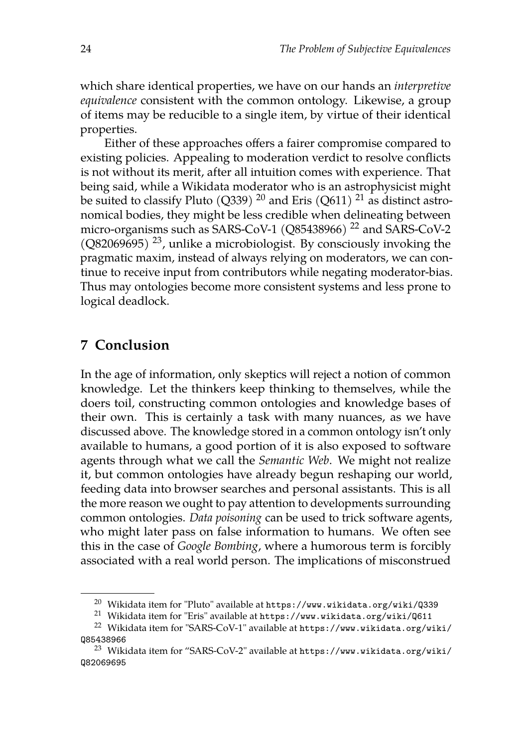which share identical properties, we have on our hands an *interpretive equivalence* consistent with the common ontology. Likewise, a group of items may be reducible to a single item, by virtue of their identical properties.

Either of these approaches offers a fairer compromise compared to existing policies. Appealing to moderation verdict to resolve conflicts is not without its merit, after all intuition comes with experience. That being said, while a Wikidata moderator who is an astrophysicist might be suited to classify Pluto (Q339) [20] and Eris (Q611) [21] as distinct astronomical bodies, they might be less credible when delineating between micro-organisms such as SARS-CoV-1 (Q85438966) [22] and SARS-CoV-2 (Q82069695) [23], unlike a microbiologist. By consciously invoking the pragmatic maxim, instead of always relying on moderators, we can continue to receive input from contributors while negating moderator-bias. Thus may ontologies become more consistent systems and less prone to logical deadlock.

## 7 Conclusion

In the age of information, only skeptics will reject a notion of common knowledge. Let the thinkers keep thinking to themselves, while the doers toil, constructing common ontologies and knowledge bases of their own. This is certainly a task with many nuances, as we have discussed above. The knowledge stored in a common ontology isn't only available to humans, a good portion of it is also exposed to software agents through what we call the *Semantic Web*. We might not realize it, but common ontologies have already begun reshaping our world, feeding data into browser searches and personal assistants. This is all the more reason we ought to pay attention to developments surrounding common ontologies. *Data poisoning* can be used to trick software agents, who might later pass on false information to humans. We often see this in the case of *Google Bombing*, where a humorous term is forcibly associated with a real world person. The implications of misconstrued

---

[20] Wikidata item for "Pluto" available at `https://www.wikidata.org/wiki/Q339`

[21] Wikidata item for "Eris" available at `https://www.wikidata.org/wiki/Q611`

[22] Wikidata item for "SARS-CoV-1" available at `https://www.wikidata.org/wiki/Q85438966`

[23] Wikidata item for "SARS-CoV-2" available at `https://www.wikidata.org/wiki/Q82069695`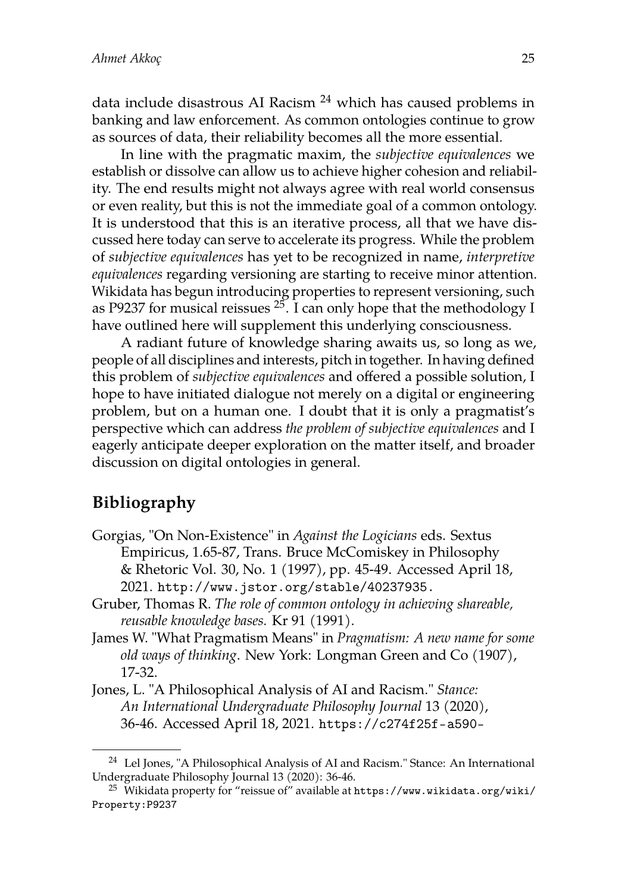data include disastrous AI Racism [24] which has caused problems in banking and law enforcement. As common ontologies continue to grow as sources of data, their reliability becomes all the more essential.

In line with the pragmatic maxim, the *subjective equivalences* we establish or dissolve can allow us to achieve higher cohesion and reliability. The end results might not always agree with real world consensus or even reality, but this is not the immediate goal of a common ontology. It is understood that this is an iterative process, all that we have discussed here today can serve to accelerate its progress. While the problem of *subjective equivalences* has yet to be recognized in name, *interpretive equivalences* regarding versioning are starting to receive minor attention. Wikidata has begun introducing properties to represent versioning, such as P9237 for musical reissues [25]. I can only hope that the methodology I have outlined here will supplement this underlying consciousness.

A radiant future of knowledge sharing awaits us, so long as we, people of all disciplines and interests, pitch in together. In having defined this problem of *subjective equivalences* and offered a possible solution, I hope to have initiated dialogue not merely on a digital or engineering problem, but on a human one. I doubt that it is only a pragmatist's perspective which can address *the problem of subjective equivalences* and I eagerly anticipate deeper exploration on the matter itself, and broader discussion on digital ontologies in general.

## Bibliography

Gorgias, "On Non-Existence" in *Against the Logicians* eds. Sextus Empiricus, 1.65-87, Trans. Bruce McComiskey in Philosophy & Rhetoric Vol. 30, No. 1 (1997), pp. 45-49. Accessed April 18, 2021. http://www.jstor.org/stable/40237935.

Gruber, Thomas R. *The role of common ontology in achieving shareable, reusable knowledge bases.* Kr 91 (1991).

James W. "What Pragmatism Means" in *Pragmatism: A new name for some old ways of thinking*. New York: Longman Green and Co (1907), 17-32.

Jones, L. "A Philosophical Analysis of AI and Racism." *Stance: An International Undergraduate Philosophy Journal* 13 (2020), 36-46. Accessed April 18, 2021. https://c274f25f-a590-

---

[24] Lel Jones, "A Philosophical Analysis of AI and Racism." Stance: An International Undergraduate Philosophy Journal 13 (2020): 36-46.

[25] Wikidata property for "reissue of" available at https://www.wikidata.org/wiki/Property:P9237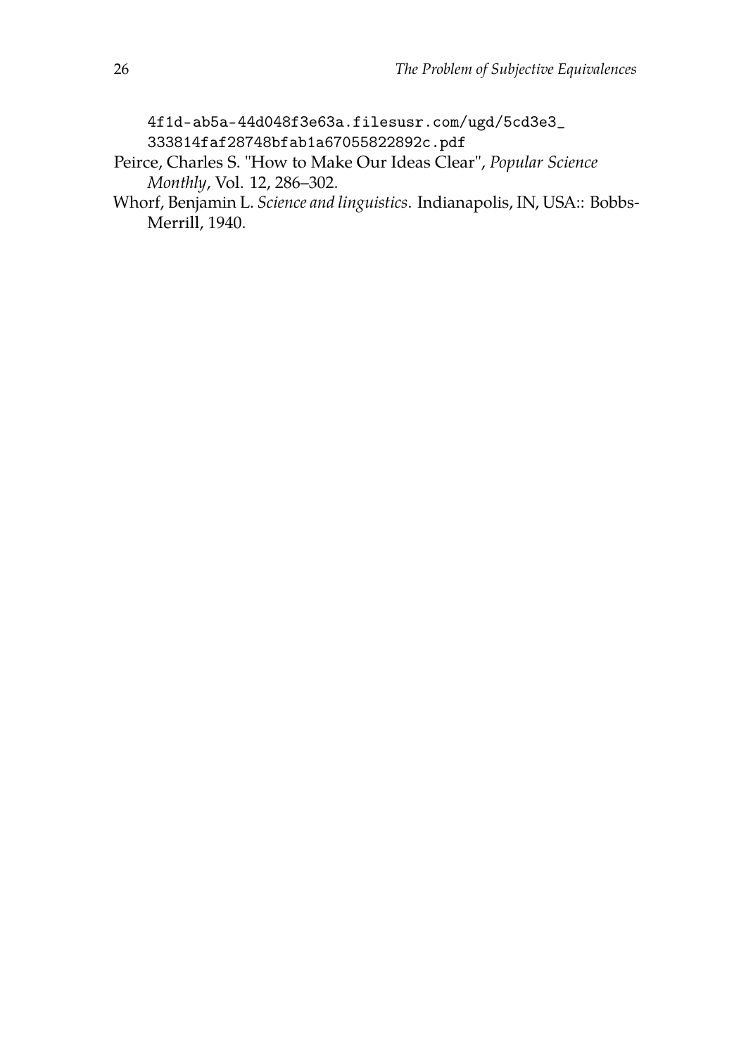4f1d-ab5a-44d048f3e63a.filesusr.com/ugd/5cd3e3_333814faf28748bfab1a67055822892c.pdf

Peirce, Charles S. "How to Make Our Ideas Clear", *Popular Science Monthly*, Vol. 12, 286–302.

Whorf, Benjamin L. *Science and linguistics*. Indianapolis, IN, USA:: Bobbs-Merrill, 1940.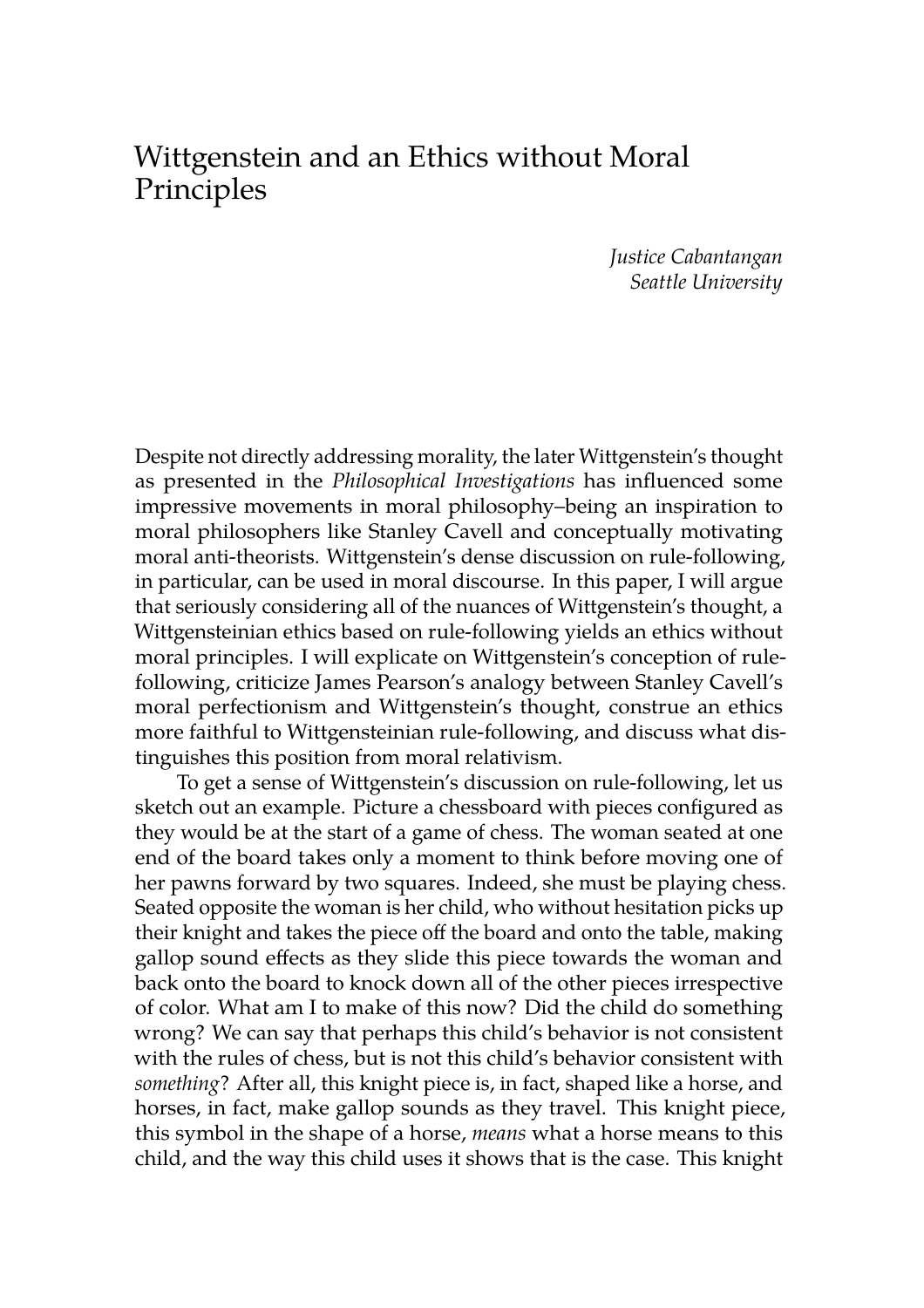# Wittgenstein and an Ethics without Moral Principles

*Justice Cabantangan*
*Seattle University*

Despite not directly addressing morality, the later Wittgenstein's thought as presented in the *Philosophical Investigations* has influenced some impressive movements in moral philosophy–being an inspiration to moral philosophers like Stanley Cavell and conceptually motivating moral anti-theorists. Wittgenstein's dense discussion on rule-following, in particular, can be used in moral discourse. In this paper, I will argue that seriously considering all of the nuances of Wittgenstein's thought, a Wittgensteinian ethics based on rule-following yields an ethics without moral principles. I will explicate on Wittgenstein's conception of rule-following, criticize James Pearson's analogy between Stanley Cavell's moral perfectionism and Wittgenstein's thought, construe an ethics more faithful to Wittgensteinian rule-following, and discuss what distinguishes this position from moral relativism.

To get a sense of Wittgenstein's discussion on rule-following, let us sketch out an example. Picture a chessboard with pieces configured as they would be at the start of a game of chess. The woman seated at one end of the board takes only a moment to think before moving one of her pawns forward by two squares. Indeed, she must be playing chess. Seated opposite the woman is her child, who without hesitation picks up their knight and takes the piece off the board and onto the table, making gallop sound effects as they slide this piece towards the woman and back onto the board to knock down all of the other pieces irrespective of color. What am I to make of this now? Did the child do something wrong? We can say that perhaps this child's behavior is not consistent with the rules of chess, but is not this child's behavior consistent with *something*? After all, this knight piece is, in fact, shaped like a horse, and horses, in fact, make gallop sounds as they travel. This knight piece, this symbol in the shape of a horse, *means* what a horse means to this child, and the way this child uses it shows that is the case. This knight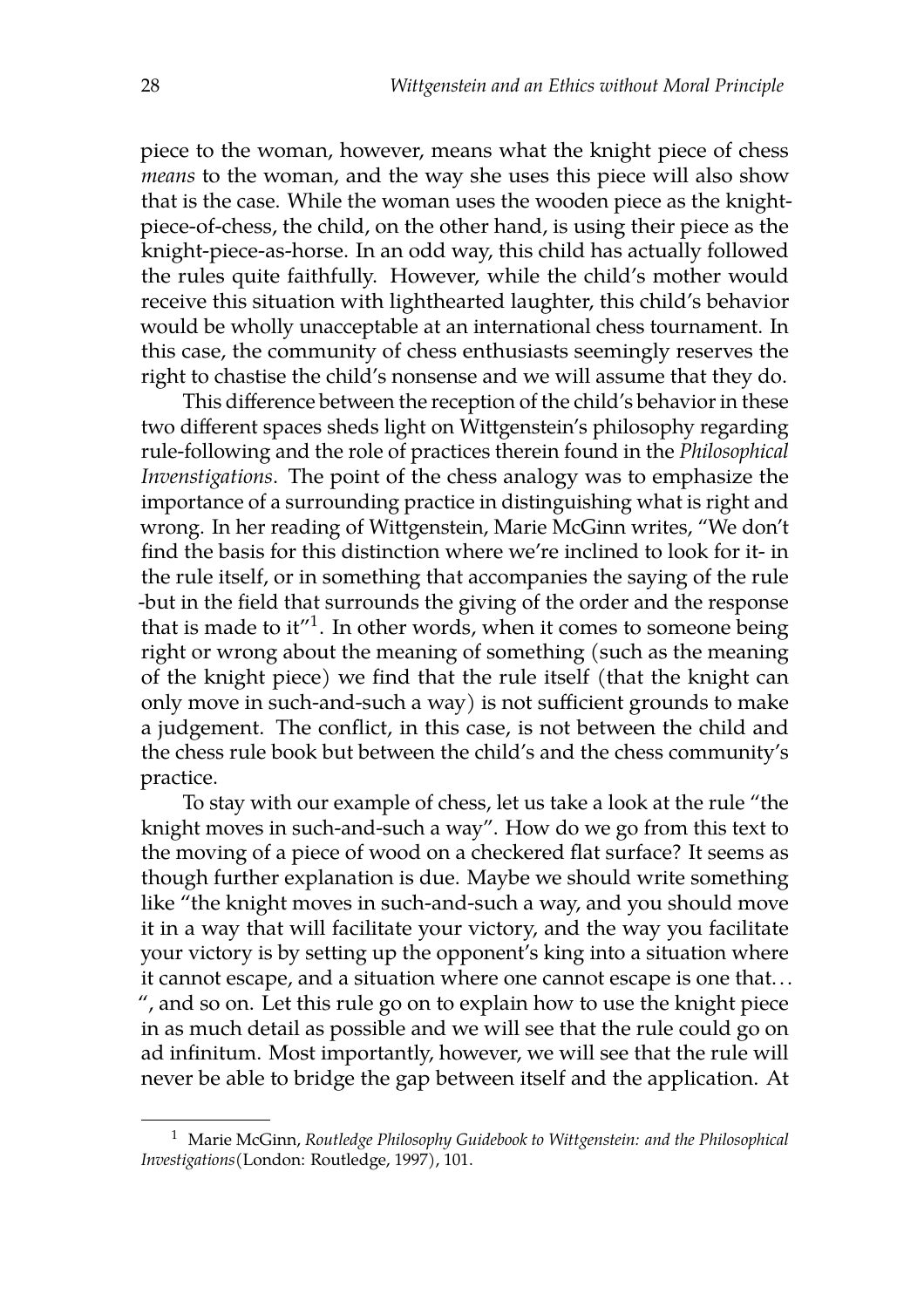piece to the woman, however, means what the knight piece of chess *means* to the woman, and the way she uses this piece will also show that is the case. While the woman uses the wooden piece as the knight-piece-of-chess, the child, on the other hand, is using their piece as the knight-piece-as-horse. In an odd way, this child has actually followed the rules quite faithfully. However, while the child's mother would receive this situation with lighthearted laughter, this child's behavior would be wholly unacceptable at an international chess tournament. In this case, the community of chess enthusiasts seemingly reserves the right to chastise the child's nonsense and we will assume that they do.

This difference between the reception of the child's behavior in these two different spaces sheds light on Wittgenstein's philosophy regarding rule-following and the role of practices therein found in the *Philosophical Invenstigations*. The point of the chess analogy was to emphasize the importance of a surrounding practice in distinguishing what is right and wrong. In her reading of Wittgenstein, Marie McGinn writes, "We don't find the basis for this distinction where we're inclined to look for it- in the rule itself, or in something that accompanies the saying of the rule -but in the field that surrounds the giving of the order and the response that is made to it"[1]. In other words, when it comes to someone being right or wrong about the meaning of something (such as the meaning of the knight piece) we find that the rule itself (that the knight can only move in such-and-such a way) is not sufficient grounds to make a judgement. The conflict, in this case, is not between the child and the chess rule book but between the child's and the chess community's practice.

To stay with our example of chess, let us take a look at the rule "the knight moves in such-and-such a way". How do we go from this text to the moving of a piece of wood on a checkered flat surface? It seems as though further explanation is due. Maybe we should write something like "the knight moves in such-and-such a way, and you should move it in a way that will facilitate your victory, and the way you facilitate your victory is by setting up the opponent's king into a situation where it cannot escape, and a situation where one cannot escape is one that... ", and so on. Let this rule go on to explain how to use the knight piece in as much detail as possible and we will see that the rule could go on ad infinitum. Most importantly, however, we will see that the rule will never be able to bridge the gap between itself and the application. At

---

[1] Marie McGinn, *Routledge Philosophy Guidebook to Wittgenstein: and the Philosophical Investigations*(London: Routledge, 1997), 101.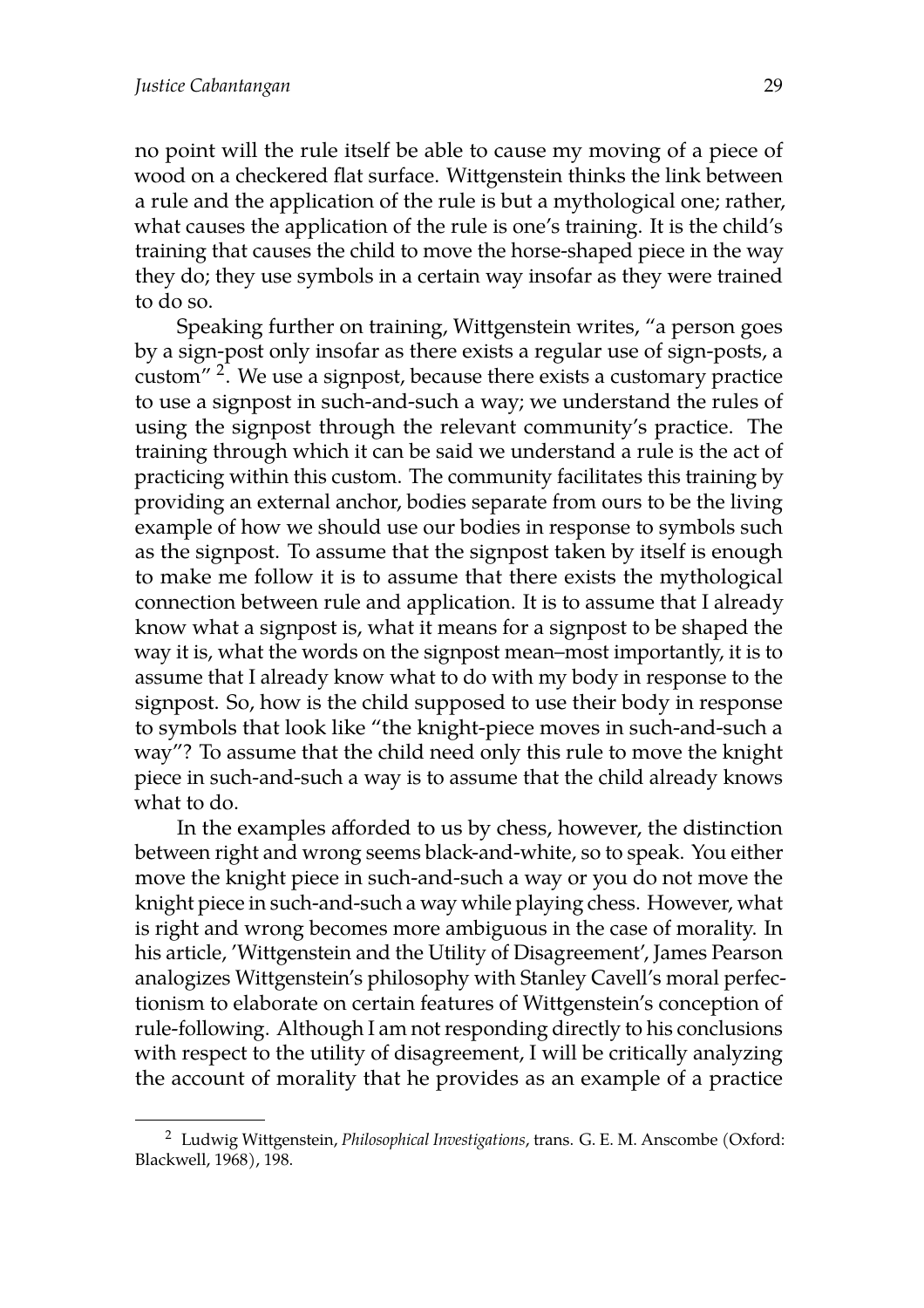no point will the rule itself be able to cause my moving of a piece of wood on a checkered flat surface. Wittgenstein thinks the link between a rule and the application of the rule is but a mythological one; rather, what causes the application of the rule is one's training. It is the child's training that causes the child to move the horse-shaped piece in the way they do; they use symbols in a certain way insofar as they were trained to do so.

Speaking further on training, Wittgenstein writes, "a person goes by a sign-post only insofar as there exists a regular use of sign-posts, a custom" [2]. We use a signpost, because there exists a customary practice to use a signpost in such-and-such a way; we understand the rules of using the signpost through the relevant community's practice. The training through which it can be said we understand a rule is the act of practicing within this custom. The community facilitates this training by providing an external anchor, bodies separate from ours to be the living example of how we should use our bodies in response to symbols such as the signpost. To assume that the signpost taken by itself is enough to make me follow it is to assume that there exists the mythological connection between rule and application. It is to assume that I already know what a signpost is, what it means for a signpost to be shaped the way it is, what the words on the signpost mean–most importantly, it is to assume that I already know what to do with my body in response to the signpost. So, how is the child supposed to use their body in response to symbols that look like "the knight-piece moves in such-and-such a way"? To assume that the child need only this rule to move the knight piece in such-and-such a way is to assume that the child already knows what to do.

In the examples afforded to us by chess, however, the distinction between right and wrong seems black-and-white, so to speak. You either move the knight piece in such-and-such a way or you do not move the knight piece in such-and-such a way while playing chess. However, what is right and wrong becomes more ambiguous in the case of morality. In his article, 'Wittgenstein and the Utility of Disagreement', James Pearson analogizes Wittgenstein's philosophy with Stanley Cavell's moral perfectionism to elaborate on certain features of Wittgenstein's conception of rule-following. Although I am not responding directly to his conclusions with respect to the utility of disagreement, I will be critically analyzing the account of morality that he provides as an example of a practice

[2] Ludwig Wittgenstein, *Philosophical Investigations*, trans. G. E. M. Anscombe (Oxford: Blackwell, 1968), 198.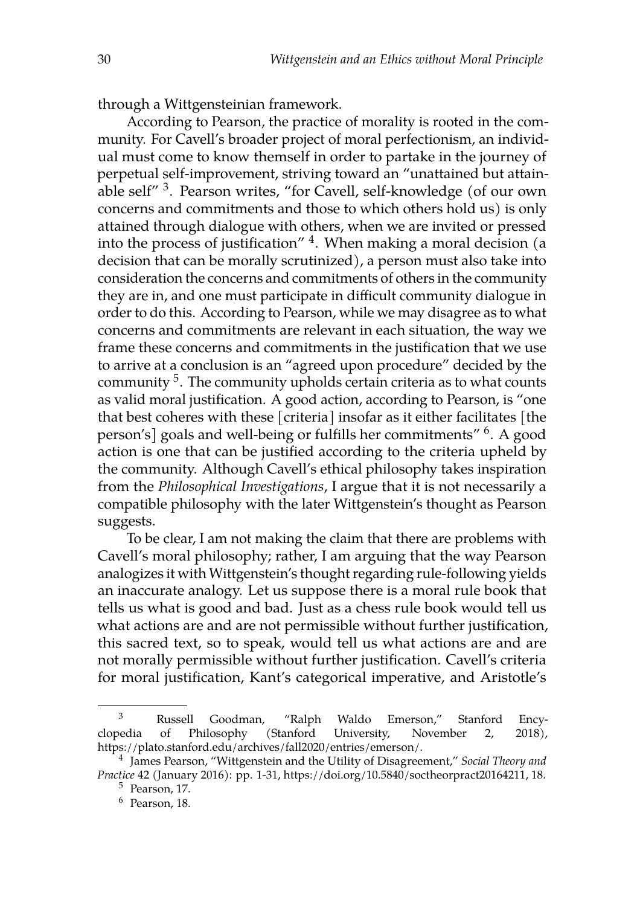through a Wittgensteinian framework.

According to Pearson, the practice of morality is rooted in the community. For Cavell's broader project of moral perfectionism, an individual must come to know themself in order to partake in the journey of perpetual self-improvement, striving toward an "unattained but attainable self" [3]. Pearson writes, "for Cavell, self-knowledge (of our own concerns and commitments and those to which others hold us) is only attained through dialogue with others, when we are invited or pressed into the process of justification" [4]. When making a moral decision (a decision that can be morally scrutinized), a person must also take into consideration the concerns and commitments of others in the community they are in, and one must participate in difficult community dialogue in order to do this. According to Pearson, while we may disagree as to what concerns and commitments are relevant in each situation, the way we frame these concerns and commitments in the justification that we use to arrive at a conclusion is an "agreed upon procedure" decided by the community [5]. The community upholds certain criteria as to what counts as valid moral justification. A good action, according to Pearson, is "one that best coheres with these [criteria] insofar as it either facilitates [the person's] goals and well-being or fulfills her commitments" [6]. A good action is one that can be justified according to the criteria upheld by the community. Although Cavell's ethical philosophy takes inspiration from the *Philosophical Investigations*, I argue that it is not necessarily a compatible philosophy with the later Wittgenstein's thought as Pearson suggests.

To be clear, I am not making the claim that there are problems with Cavell's moral philosophy; rather, I am arguing that the way Pearson analogizes it with Wittgenstein's thought regarding rule-following yields an inaccurate analogy. Let us suppose there is a moral rule book that tells us what is good and bad. Just as a chess rule book would tell us what actions are and are not permissible without further justification, this sacred text, so to speak, would tell us what actions are and are not morally permissible without further justification. Cavell's criteria for moral justification, Kant's categorical imperative, and Aristotle's

---

[3] Russell Goodman, "Ralph Waldo Emerson," Stanford Encyclopedia of Philosophy (Stanford University, November 2, 2018), https://plato.stanford.edu/archives/fall2020/entries/emerson/.

[4] James Pearson, "Wittgenstein and the Utility of Disagreement," *Social Theory and Practice* 42 (January 2016): pp. 1-31, https://doi.org/10.5840/soctheorpract20164211, 18.

[5] Pearson, 17.

[6] Pearson, 18.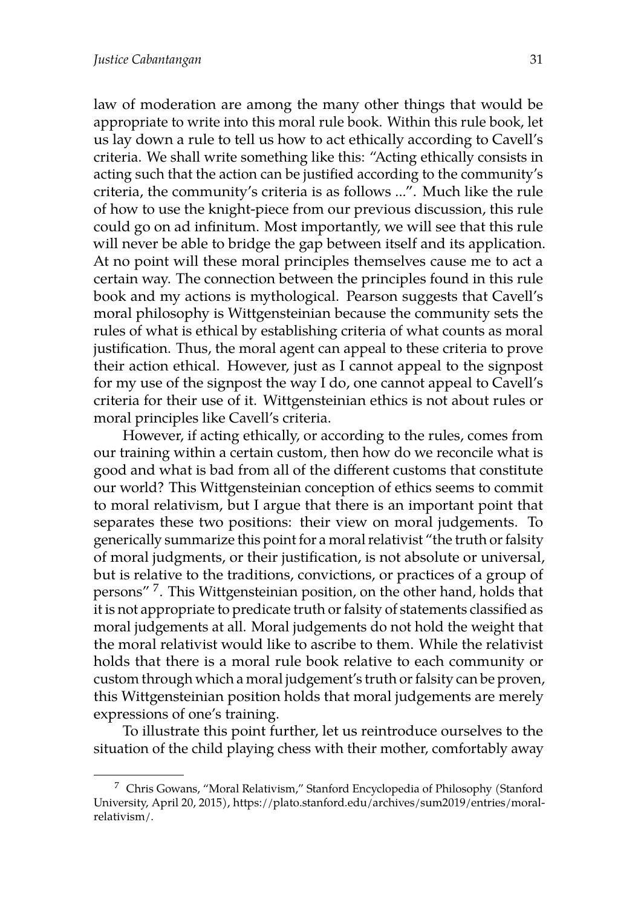law of moderation are among the many other things that would be appropriate to write into this moral rule book. Within this rule book, let us lay down a rule to tell us how to act ethically according to Cavell's criteria. We shall write something like this: "Acting ethically consists in acting such that the action can be justified according to the community's criteria, the community's criteria is as follows ...". Much like the rule of how to use the knight-piece from our previous discussion, this rule could go on ad infinitum. Most importantly, we will see that this rule will never be able to bridge the gap between itself and its application. At no point will these moral principles themselves cause me to act a certain way. The connection between the principles found in this rule book and my actions is mythological. Pearson suggests that Cavell's moral philosophy is Wittgensteinian because the community sets the rules of what is ethical by establishing criteria of what counts as moral justification. Thus, the moral agent can appeal to these criteria to prove their action ethical. However, just as I cannot appeal to the signpost for my use of the signpost the way I do, one cannot appeal to Cavell's criteria for their use of it. Wittgensteinian ethics is not about rules or moral principles like Cavell's criteria.

However, if acting ethically, or according to the rules, comes from our training within a certain custom, then how do we reconcile what is good and what is bad from all of the different customs that constitute our world? This Wittgensteinian conception of ethics seems to commit to moral relativism, but I argue that there is an important point that separates these two positions: their view on moral judgements. To generically summarize this point for a moral relativist "the truth or falsity of moral judgments, or their justification, is not absolute or universal, but is relative to the traditions, convictions, or practices of a group of persons" [7]. This Wittgensteinian position, on the other hand, holds that it is not appropriate to predicate truth or falsity of statements classified as moral judgements at all. Moral judgements do not hold the weight that the moral relativist would like to ascribe to them. While the relativist holds that there is a moral rule book relative to each community or custom through which a moral judgement's truth or falsity can be proven, this Wittgensteinian position holds that moral judgements are merely expressions of one's training.

To illustrate this point further, let us reintroduce ourselves to the situation of the child playing chess with their mother, comfortably away

[7] Chris Gowans, "Moral Relativism," Stanford Encyclopedia of Philosophy (Stanford University, April 20, 2015), https://plato.stanford.edu/archives/sum2019/entries/moral-relativism/.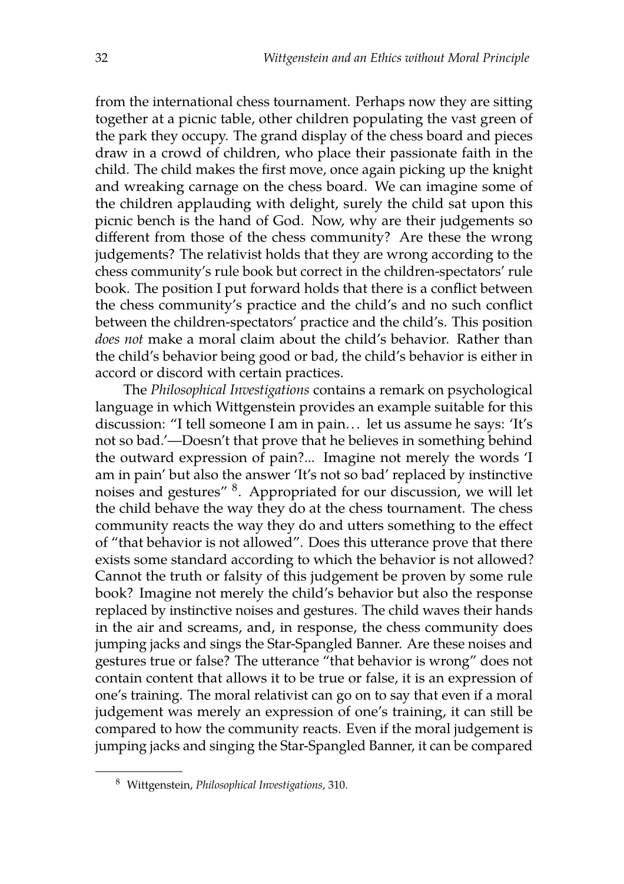from the international chess tournament. Perhaps now they are sitting together at a picnic table, other children populating the vast green of the park they occupy. The grand display of the chess board and pieces draw in a crowd of children, who place their passionate faith in the child. The child makes the first move, once again picking up the knight and wreaking carnage on the chess board. We can imagine some of the children applauding with delight, surely the child sat upon this picnic bench is the hand of God. Now, why are their judgements so different from those of the chess community? Are these the wrong judgements? The relativist holds that they are wrong according to the chess community's rule book but correct in the children-spectators' rule book. The position I put forward holds that there is a conflict between the chess community's practice and the child's and no such conflict between the children-spectators' practice and the child's. This position *does not* make a moral claim about the child's behavior. Rather than the child's behavior being good or bad, the child's behavior is either in accord or discord with certain practices.

The *Philosophical Investigations* contains a remark on psychological language in which Wittgenstein provides an example suitable for this discussion: "I tell someone I am in pain… let us assume he says: 'It's not so bad.'—Doesn't that prove that he believes in something behind the outward expression of pain?... Imagine not merely the words 'I am in pain' but also the answer 'It's not so bad' replaced by instinctive noises and gestures" [8]. Appropriated for our discussion, we will let the child behave the way they do at the chess tournament. The chess community reacts the way they do and utters something to the effect of "that behavior is not allowed". Does this utterance prove that there exists some standard according to which the behavior is not allowed? Cannot the truth or falsity of this judgement be proven by some rule book? Imagine not merely the child's behavior but also the response replaced by instinctive noises and gestures. The child waves their hands in the air and screams, and, in response, the chess community does jumping jacks and sings the Star-Spangled Banner. Are these noises and gestures true or false? The utterance "that behavior is wrong" does not contain content that allows it to be true or false, it is an expression of one's training. The moral relativist can go on to say that even if a moral judgement was merely an expression of one's training, it can still be compared to how the community reacts. Even if the moral judgement is jumping jacks and singing the Star-Spangled Banner, it can be compared

[8] Wittgenstein, *Philosophical Investigations*, 310.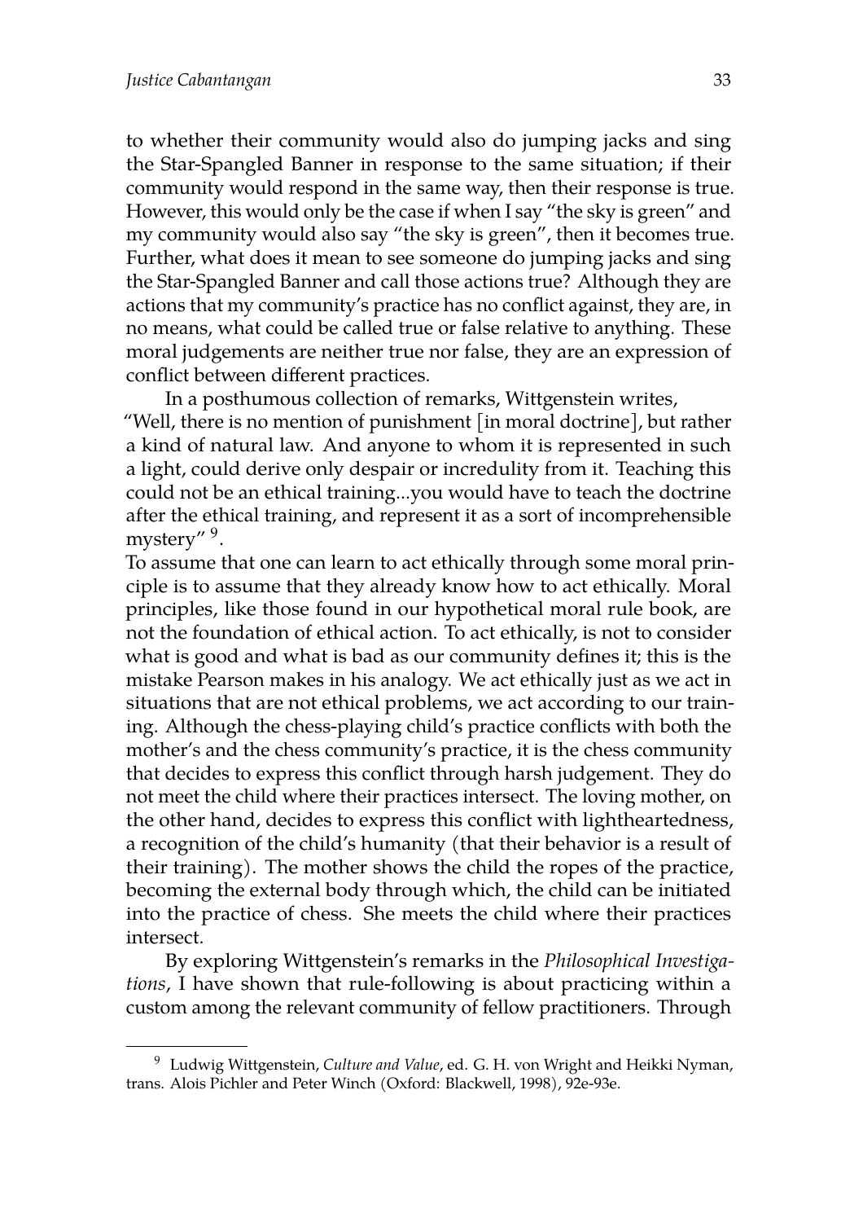to whether their community would also do jumping jacks and sing the Star-Spangled Banner in response to the same situation; if their community would respond in the same way, then their response is true. However, this would only be the case if when I say "the sky is green" and my community would also say "the sky is green", then it becomes true. Further, what does it mean to see someone do jumping jacks and sing the Star-Spangled Banner and call those actions true? Although they are actions that my community's practice has no conflict against, they are, in no means, what could be called true or false relative to anything. These moral judgements are neither true nor false, they are an expression of conflict between different practices.

In a posthumous collection of remarks, Wittgenstein writes, "Well, there is no mention of punishment [in moral doctrine], but rather a kind of natural law. And anyone to whom it is represented in such a light, could derive only despair or incredulity from it. Teaching this could not be an ethical training...you would have to teach the doctrine after the ethical training, and represent it as a sort of incomprehensible mystery" [9].

To assume that one can learn to act ethically through some moral principle is to assume that they already know how to act ethically. Moral principles, like those found in our hypothetical moral rule book, are not the foundation of ethical action. To act ethically, is not to consider what is good and what is bad as our community defines it; this is the mistake Pearson makes in his analogy. We act ethically just as we act in situations that are not ethical problems, we act according to our training. Although the chess-playing child's practice conflicts with both the mother's and the chess community's practice, it is the chess community that decides to express this conflict through harsh judgement. They do not meet the child where their practices intersect. The loving mother, on the other hand, decides to express this conflict with lightheartedness, a recognition of the child's humanity (that their behavior is a result of their training). The mother shows the child the ropes of the practice, becoming the external body through which, the child can be initiated into the practice of chess. She meets the child where their practices intersect.

By exploring Wittgenstein's remarks in the *Philosophical Investigations*, I have shown that rule-following is about practicing within a custom among the relevant community of fellow practitioners. Through

---

[9] Ludwig Wittgenstein, *Culture and Value*, ed. G. H. von Wright and Heikki Nyman, trans. Alois Pichler and Peter Winch (Oxford: Blackwell, 1998), 92e-93e.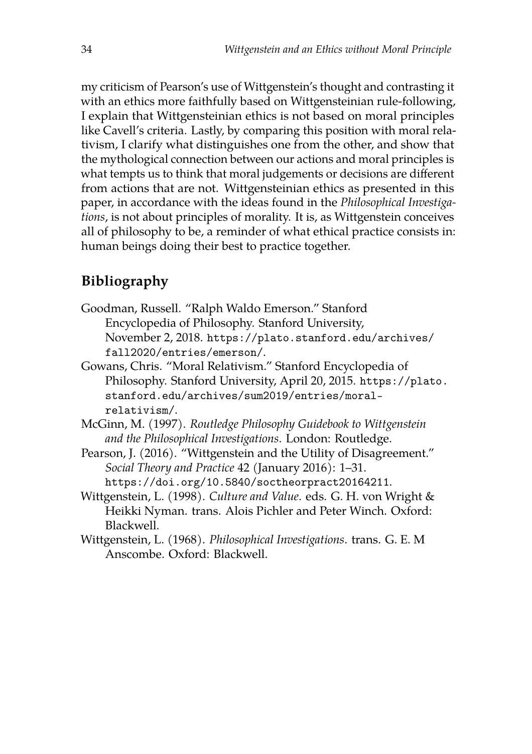my criticism of Pearson's use of Wittgenstein's thought and contrasting it with an ethics more faithfully based on Wittgensteinian rule-following, I explain that Wittgensteinian ethics is not based on moral principles like Cavell's criteria. Lastly, by comparing this position with moral relativism, I clarify what distinguishes one from the other, and show that the mythological connection between our actions and moral principles is what tempts us to think that moral judgements or decisions are different from actions that are not. Wittgensteinian ethics as presented in this paper, in accordance with the ideas found in the *Philosophical Investigations*, is not about principles of morality. It is, as Wittgenstein conceives all of philosophy to be, a reminder of what ethical practice consists in: human beings doing their best to practice together.

## Bibliography

Goodman, Russell. "Ralph Waldo Emerson." Stanford Encyclopedia of Philosophy. Stanford University, November 2, 2018. https://plato.stanford.edu/archives/fall2020/entries/emerson/.

Gowans, Chris. "Moral Relativism." Stanford Encyclopedia of Philosophy. Stanford University, April 20, 2015. https://plato.stanford.edu/archives/sum2019/entries/moral-relativism/.

McGinn, M. (1997). *Routledge Philosophy Guidebook to Wittgenstein and the Philosophical Investigations*. London: Routledge.

Pearson, J. (2016). "Wittgenstein and the Utility of Disagreement." *Social Theory and Practice* 42 (January 2016): 1–31. https://doi.org/10.5840/soctheorpract20164211.

Wittgenstein, L. (1998). *Culture and Value*. eds. G. H. von Wright & Heikki Nyman. trans. Alois Pichler and Peter Winch. Oxford: Blackwell.

Wittgenstein, L. (1968). *Philosophical Investigations*. trans. G. E. M Anscombe. Oxford: Blackwell.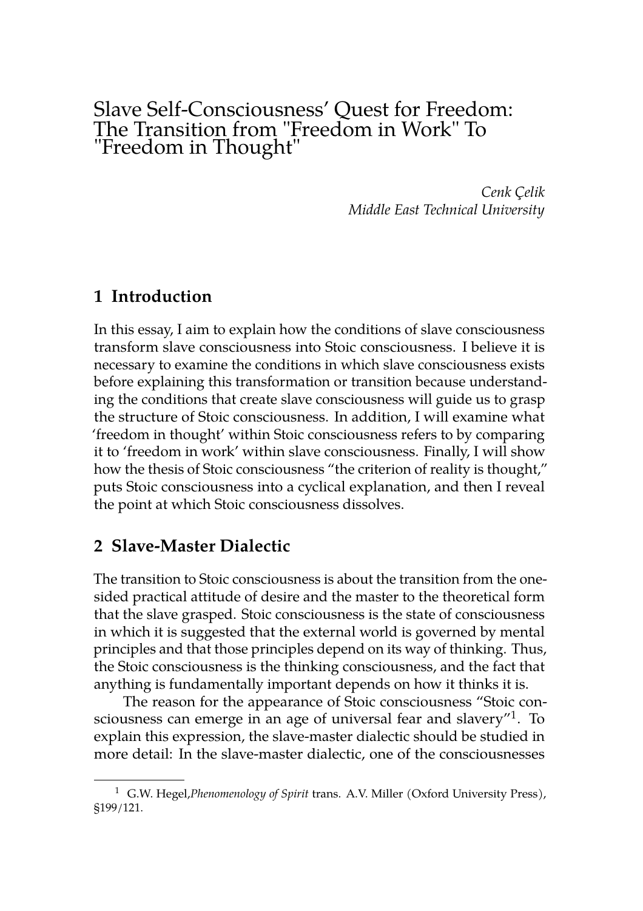# Slave Self-Consciousness' Quest for Freedom: The Transition from "Freedom in Work" To "Freedom in Thought"

*Cenk Çelik*
*Middle East Technical University*

## 1 Introduction

In this essay, I aim to explain how the conditions of slave consciousness transform slave consciousness into Stoic consciousness. I believe it is necessary to examine the conditions in which slave consciousness exists before explaining this transformation or transition because understanding the conditions that create slave consciousness will guide us to grasp the structure of Stoic consciousness. In addition, I will examine what 'freedom in thought' within Stoic consciousness refers to by comparing it to 'freedom in work' within slave consciousness. Finally, I will show how the thesis of Stoic consciousness "the criterion of reality is thought," puts Stoic consciousness into a cyclical explanation, and then I reveal the point at which Stoic consciousness dissolves.

## 2 Slave-Master Dialectic

The transition to Stoic consciousness is about the transition from the one-sided practical attitude of desire and the master to the theoretical form that the slave grasped. Stoic consciousness is the state of consciousness in which it is suggested that the external world is governed by mental principles and that those principles depend on its way of thinking. Thus, the Stoic consciousness is the thinking consciousness, and the fact that anything is fundamentally important depends on how it thinks it is.

The reason for the appearance of Stoic consciousness "Stoic consciousness can emerge in an age of universal fear and slavery"[1]. To explain this expression, the slave-master dialectic should be studied in more detail: In the slave-master dialectic, one of the consciousnesses

[1] G.W. Hegel,*Phenomenology of Spirit* trans. A.V. Miller (Oxford University Press), §199/121.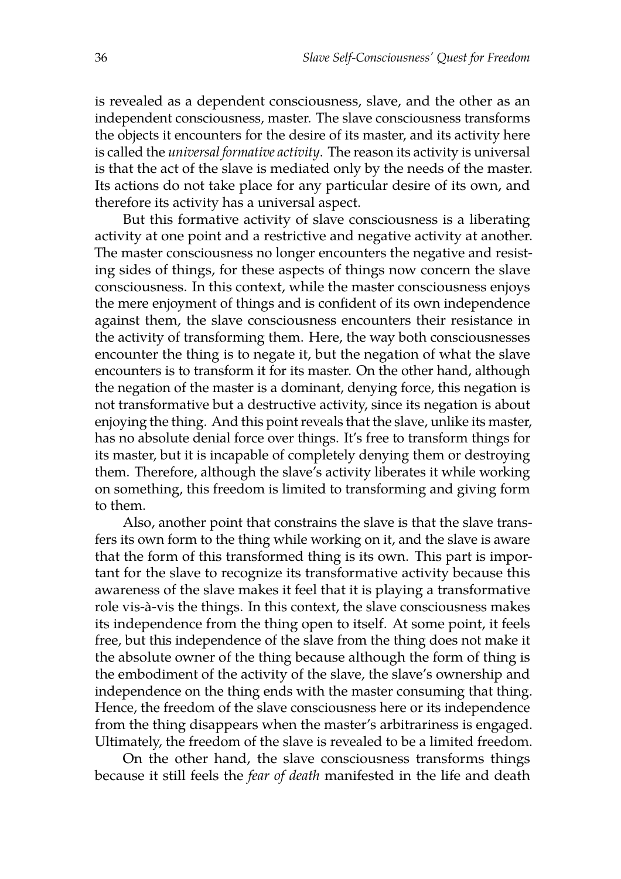is revealed as a dependent consciousness, slave, and the other as an independent consciousness, master. The slave consciousness transforms the objects it encounters for the desire of its master, and its activity here is called the *universal formative activity*. The reason its activity is universal is that the act of the slave is mediated only by the needs of the master. Its actions do not take place for any particular desire of its own, and therefore its activity has a universal aspect.

But this formative activity of slave consciousness is a liberating activity at one point and a restrictive and negative activity at another. The master consciousness no longer encounters the negative and resisting sides of things, for these aspects of things now concern the slave consciousness. In this context, while the master consciousness enjoys the mere enjoyment of things and is confident of its own independence against them, the slave consciousness encounters their resistance in the activity of transforming them. Here, the way both consciousnesses encounter the thing is to negate it, but the negation of what the slave encounters is to transform it for its master. On the other hand, although the negation of the master is a dominant, denying force, this negation is not transformative but a destructive activity, since its negation is about enjoying the thing. And this point reveals that the slave, unlike its master, has no absolute denial force over things. It's free to transform things for its master, but it is incapable of completely denying them or destroying them. Therefore, although the slave's activity liberates it while working on something, this freedom is limited to transforming and giving form to them.

Also, another point that constrains the slave is that the slave transfers its own form to the thing while working on it, and the slave is aware that the form of this transformed thing is its own. This part is important for the slave to recognize its transformative activity because this awareness of the slave makes it feel that it is playing a transformative role vis-à-vis the things. In this context, the slave consciousness makes its independence from the thing open to itself. At some point, it feels free, but this independence of the slave from the thing does not make it the absolute owner of the thing because although the form of thing is the embodiment of the activity of the slave, the slave's ownership and independence on the thing ends with the master consuming that thing. Hence, the freedom of the slave consciousness here or its independence from the thing disappears when the master's arbitrariness is engaged. Ultimately, the freedom of the slave is revealed to be a limited freedom.

On the other hand, the slave consciousness transforms things because it still feels the *fear of death* manifested in the life and death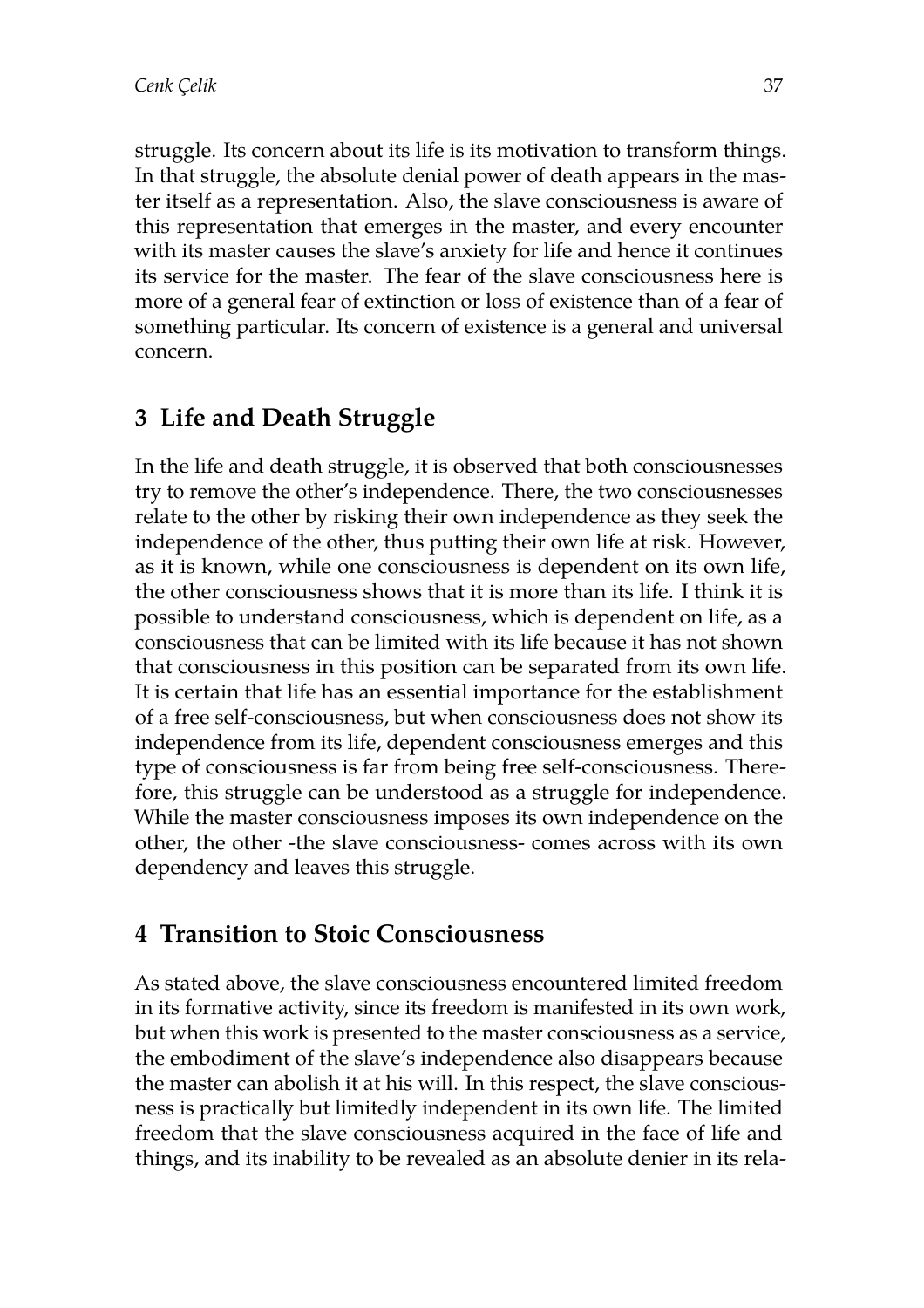struggle. Its concern about its life is its motivation to transform things. In that struggle, the absolute denial power of death appears in the master itself as a representation. Also, the slave consciousness is aware of this representation that emerges in the master, and every encounter with its master causes the slave's anxiety for life and hence it continues its service for the master. The fear of the slave consciousness here is more of a general fear of extinction or loss of existence than of a fear of something particular. Its concern of existence is a general and universal concern.

## 3 Life and Death Struggle

In the life and death struggle, it is observed that both consciousnesses try to remove the other's independence. There, the two consciousnesses relate to the other by risking their own independence as they seek the independence of the other, thus putting their own life at risk. However, as it is known, while one consciousness is dependent on its own life, the other consciousness shows that it is more than its life. I think it is possible to understand consciousness, which is dependent on life, as a consciousness that can be limited with its life because it has not shown that consciousness in this position can be separated from its own life. It is certain that life has an essential importance for the establishment of a free self-consciousness, but when consciousness does not show its independence from its life, dependent consciousness emerges and this type of consciousness is far from being free self-consciousness. Therefore, this struggle can be understood as a struggle for independence. While the master consciousness imposes its own independence on the other, the other -the slave consciousness- comes across with its own dependency and leaves this struggle.

## 4 Transition to Stoic Consciousness

As stated above, the slave consciousness encountered limited freedom in its formative activity, since its freedom is manifested in its own work, but when this work is presented to the master consciousness as a service, the embodiment of the slave's independence also disappears because the master can abolish it at his will. In this respect, the slave consciousness is practically but limitedly independent in its own life. The limited freedom that the slave consciousness acquired in the face of life and things, and its inability to be revealed as an absolute denier in its rela-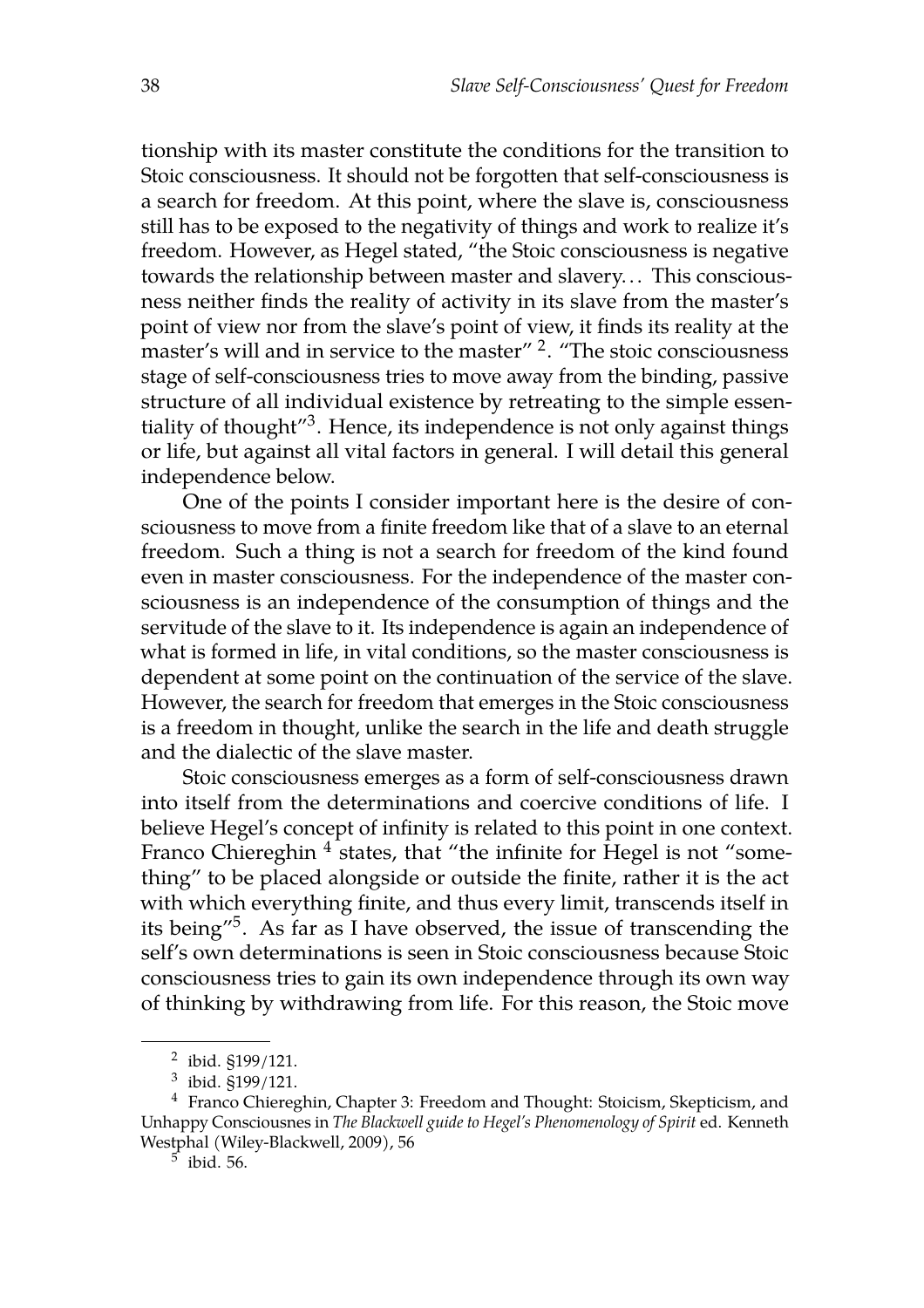tionship with its master constitute the conditions for the transition to Stoic consciousness. It should not be forgotten that self-consciousness is a search for freedom. At this point, where the slave is, consciousness still has to be exposed to the negativity of things and work to realize it's freedom. However, as Hegel stated, "the Stoic consciousness is negative towards the relationship between master and slavery... This consciousness neither finds the reality of activity in its slave from the master's point of view nor from the slave's point of view, it finds its reality at the master's will and in service to the master" [2]. "The stoic consciousness stage of self-consciousness tries to move away from the binding, passive structure of all individual existence by retreating to the simple essentiality of thought"[3]. Hence, its independence is not only against things or life, but against all vital factors in general. I will detail this general independence below.

One of the points I consider important here is the desire of consciousness to move from a finite freedom like that of a slave to an eternal freedom. Such a thing is not a search for freedom of the kind found even in master consciousness. For the independence of the master consciousness is an independence of the consumption of things and the servitude of the slave to it. Its independence is again an independence of what is formed in life, in vital conditions, so the master consciousness is dependent at some point on the continuation of the service of the slave. However, the search for freedom that emerges in the Stoic consciousness is a freedom in thought, unlike the search in the life and death struggle and the dialectic of the slave master.

Stoic consciousness emerges as a form of self-consciousness drawn into itself from the determinations and coercive conditions of life. I believe Hegel's concept of infinity is related to this point in one context. Franco Chiereghin [4] states, that "the infinite for Hegel is not "something" to be placed alongside or outside the finite, rather it is the act with which everything finite, and thus every limit, transcends itself in its being"[5]. As far as I have observed, the issue of transcending the self's own determinations is seen in Stoic consciousness because Stoic consciousness tries to gain its own independence through its own way of thinking by withdrawing from life. For this reason, the Stoic move

---

[2] ibid. §199/121.

[3] ibid. §199/121.

[4] Franco Chiereghin, Chapter 3: Freedom and Thought: Stoicism, Skepticism, and Unhappy Consciousnes in *The Blackwell guide to Hegel's Phenomenology of Spirit* ed. Kenneth Westphal (Wiley-Blackwell, 2009), 56

[5] ibid. 56.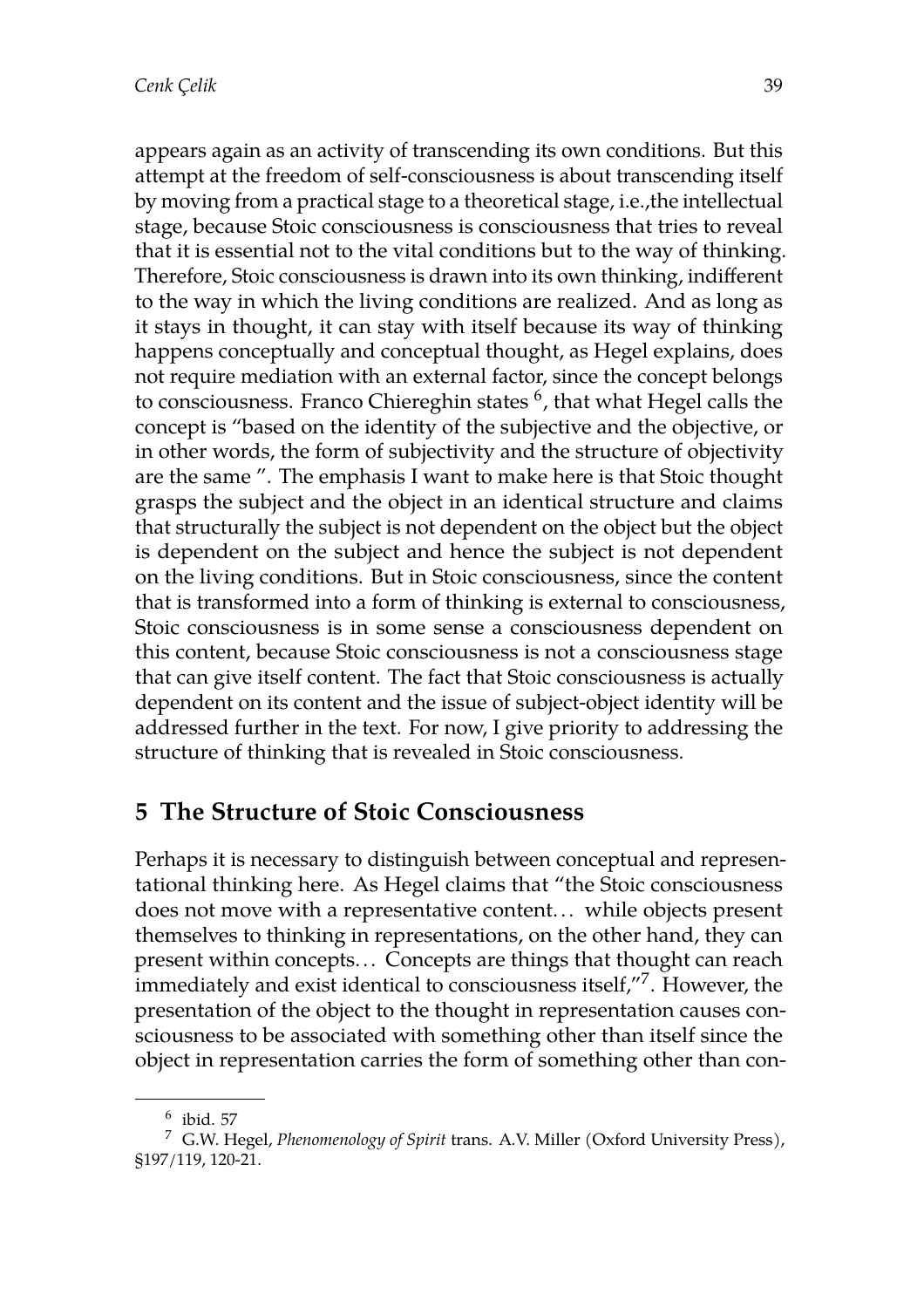appears again as an activity of transcending its own conditions. But this attempt at the freedom of self-consciousness is about transcending itself by moving from a practical stage to a theoretical stage, i.e.,the intellectual stage, because Stoic consciousness is consciousness that tries to reveal that it is essential not to the vital conditions but to the way of thinking. Therefore, Stoic consciousness is drawn into its own thinking, indifferent to the way in which the living conditions are realized. And as long as it stays in thought, it can stay with itself because its way of thinking happens conceptually and conceptual thought, as Hegel explains, does not require mediation with an external factor, since the concept belongs to consciousness. Franco Chiereghin states [6], that what Hegel calls the concept is "based on the identity of the subjective and the objective, or in other words, the form of subjectivity and the structure of objectivity are the same ". The emphasis I want to make here is that Stoic thought grasps the subject and the object in an identical structure and claims that structurally the subject is not dependent on the object but the object is dependent on the subject and hence the subject is not dependent on the living conditions. But in Stoic consciousness, since the content that is transformed into a form of thinking is external to consciousness, Stoic consciousness is in some sense a consciousness dependent on this content, because Stoic consciousness is not a consciousness stage that can give itself content. The fact that Stoic consciousness is actually dependent on its content and the issue of subject-object identity will be addressed further in the text. For now, I give priority to addressing the structure of thinking that is revealed in Stoic consciousness.

## 5 The Structure of Stoic Consciousness

Perhaps it is necessary to distinguish between conceptual and representational thinking here. As Hegel claims that "the Stoic consciousness does not move with a representative content… while objects present themselves to thinking in representations, on the other hand, they can present within concepts… Concepts are things that thought can reach immediately and exist identical to consciousness itself,"[7]. However, the presentation of the object to the thought in representation causes consciousness to be associated with something other than itself since the object in representation carries the form of something other than con-

---

[6] ibid. 57

[7] G.W. Hegel, *Phenomenology of Spirit* trans. A.V. Miller (Oxford University Press), §197/119, 120-21.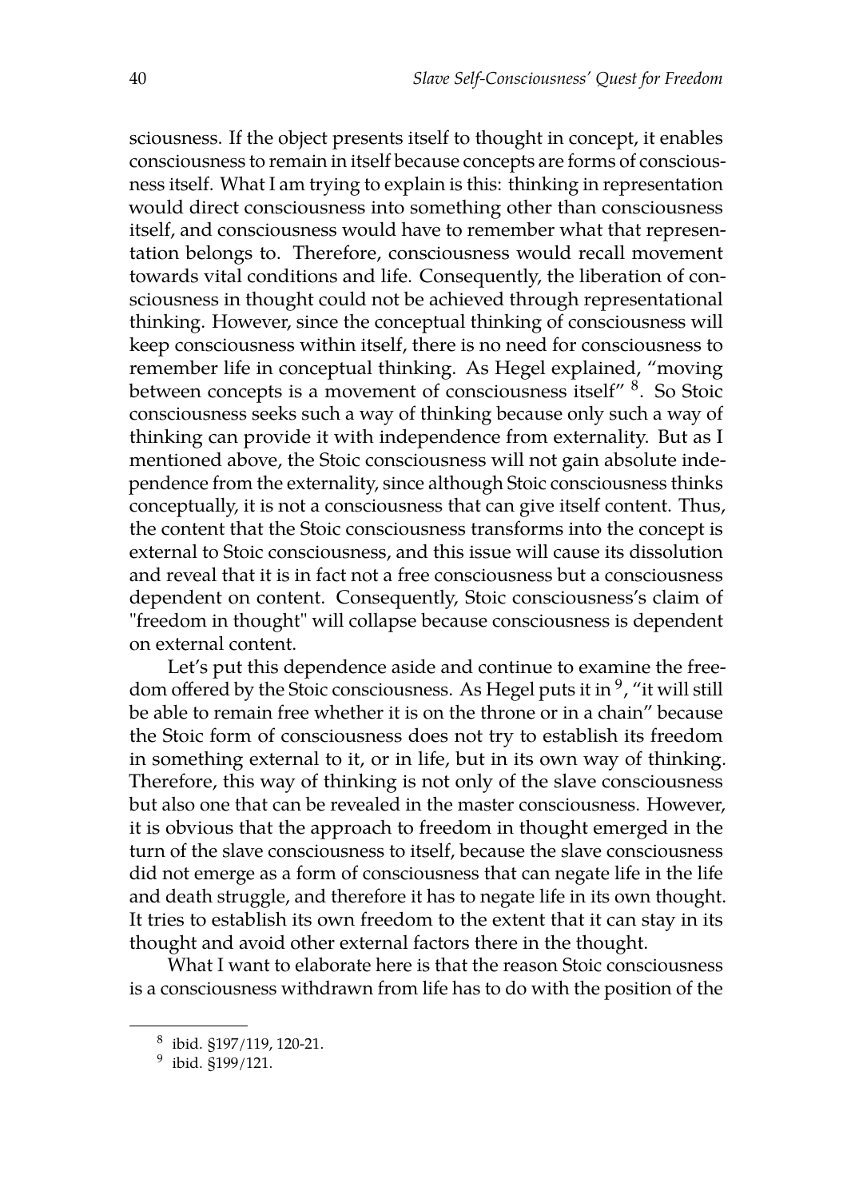sciousness. If the object presents itself to thought in concept, it enables consciousness to remain in itself because concepts are forms of consciousness itself. What I am trying to explain is this: thinking in representation would direct consciousness into something other than consciousness itself, and consciousness would have to remember what that representation belongs to. Therefore, consciousness would recall movement towards vital conditions and life. Consequently, the liberation of consciousness in thought could not be achieved through representational thinking. However, since the conceptual thinking of consciousness will keep consciousness within itself, there is no need for consciousness to remember life in conceptual thinking. As Hegel explained, "moving between concepts is a movement of consciousness itself" [8]. So Stoic consciousness seeks such a way of thinking because only such a way of thinking can provide it with independence from externality. But as I mentioned above, the Stoic consciousness will not gain absolute independence from the externality, since although Stoic consciousness thinks conceptually, it is not a consciousness that can give itself content. Thus, the content that the Stoic consciousness transforms into the concept is external to Stoic consciousness, and this issue will cause its dissolution and reveal that it is in fact not a free consciousness but a consciousness dependent on content. Consequently, Stoic consciousness's claim of "freedom in thought" will collapse because consciousness is dependent on external content.

Let's put this dependence aside and continue to examine the freedom offered by the Stoic consciousness. As Hegel puts it in [9], "it will still be able to remain free whether it is on the throne or in a chain" because the Stoic form of consciousness does not try to establish its freedom in something external to it, or in life, but in its own way of thinking. Therefore, this way of thinking is not only of the slave consciousness but also one that can be revealed in the master consciousness. However, it is obvious that the approach to freedom in thought emerged in the turn of the slave consciousness to itself, because the slave consciousness did not emerge as a form of consciousness that can negate life in the life and death struggle, and therefore it has to negate life in its own thought. It tries to establish its own freedom to the extent that it can stay in its thought and avoid other external factors there in the thought.

What I want to elaborate here is that the reason Stoic consciousness is a consciousness withdrawn from life has to do with the position of the

---

[8] ibid. §197/119, 120-21.

[9] ibid. §199/121.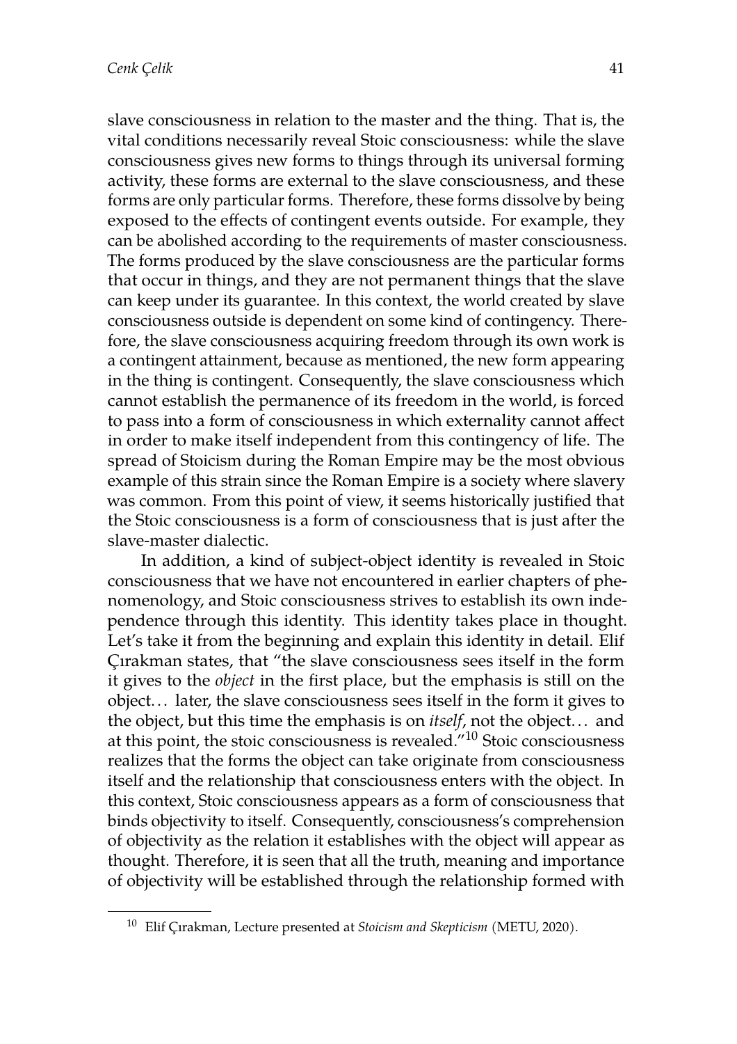slave consciousness in relation to the master and the thing. That is, the vital conditions necessarily reveal Stoic consciousness: while the slave consciousness gives new forms to things through its universal forming activity, these forms are external to the slave consciousness, and these forms are only particular forms. Therefore, these forms dissolve by being exposed to the effects of contingent events outside. For example, they can be abolished according to the requirements of master consciousness. The forms produced by the slave consciousness are the particular forms that occur in things, and they are not permanent things that the slave can keep under its guarantee. In this context, the world created by slave consciousness outside is dependent on some kind of contingency. Therefore, the slave consciousness acquiring freedom through its own work is a contingent attainment, because as mentioned, the new form appearing in the thing is contingent. Consequently, the slave consciousness which cannot establish the permanence of its freedom in the world, is forced to pass into a form of consciousness in which externality cannot affect in order to make itself independent from this contingency of life. The spread of Stoicism during the Roman Empire may be the most obvious example of this strain since the Roman Empire is a society where slavery was common. From this point of view, it seems historically justified that the Stoic consciousness is a form of consciousness that is just after the slave-master dialectic.

In addition, a kind of subject-object identity is revealed in Stoic consciousness that we have not encountered in earlier chapters of phenomenology, and Stoic consciousness strives to establish its own independence through this identity. This identity takes place in thought. Let's take it from the beginning and explain this identity in detail. Elif Çırakman states, that "the slave consciousness sees itself in the form it gives to the *object* in the first place, but the emphasis is still on the object… later, the slave consciousness sees itself in the form it gives to the object, but this time the emphasis is on *itself*, not the object… and at this point, the stoic consciousness is revealed."[10] Stoic consciousness realizes that the forms the object can take originate from consciousness itself and the relationship that consciousness enters with the object. In this context, Stoic consciousness appears as a form of consciousness that binds objectivity to itself. Consequently, consciousness's comprehension of objectivity as the relation it establishes with the object will appear as thought. Therefore, it is seen that all the truth, meaning and importance of objectivity will be established through the relationship formed with

---

[10] Elif Çırakman, Lecture presented at *Stoicism and Skepticism* (METU, 2020).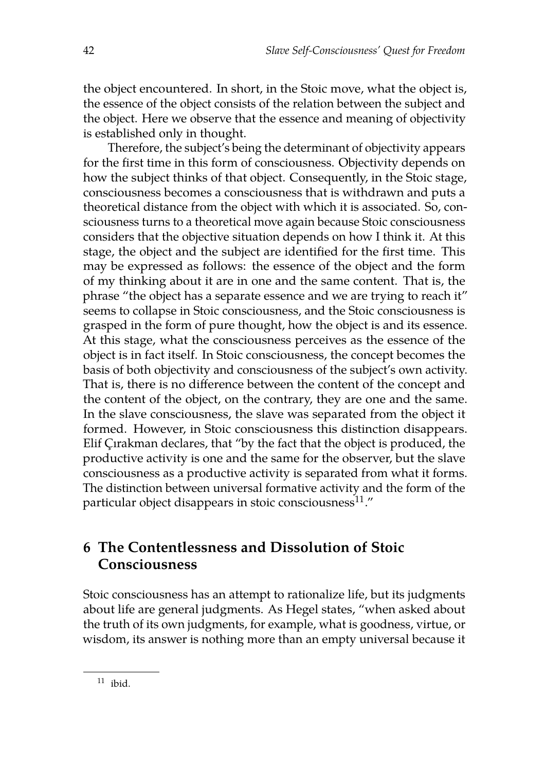the object encountered. In short, in the Stoic move, what the object is, the essence of the object consists of the relation between the subject and the object. Here we observe that the essence and meaning of objectivity is established only in thought.

Therefore, the subject's being the determinant of objectivity appears for the first time in this form of consciousness. Objectivity depends on how the subject thinks of that object. Consequently, in the Stoic stage, consciousness becomes a consciousness that is withdrawn and puts a theoretical distance from the object with which it is associated. So, consciousness turns to a theoretical move again because Stoic consciousness considers that the objective situation depends on how I think it. At this stage, the object and the subject are identified for the first time. This may be expressed as follows: the essence of the object and the form of my thinking about it are in one and the same content. That is, the phrase "the object has a separate essence and we are trying to reach it" seems to collapse in Stoic consciousness, and the Stoic consciousness is grasped in the form of pure thought, how the object is and its essence. At this stage, what the consciousness perceives as the essence of the object is in fact itself. In Stoic consciousness, the concept becomes the basis of both objectivity and consciousness of the subject's own activity. That is, there is no difference between the content of the concept and the content of the object, on the contrary, they are one and the same. In the slave consciousness, the slave was separated from the object it formed. However, in Stoic consciousness this distinction disappears. Elif Çırakman declares, that "by the fact that the object is produced, the productive activity is one and the same for the observer, but the slave consciousness as a productive activity is separated from what it forms. The distinction between universal formative activity and the form of the particular object disappears in stoic consciousness[11]."

## 6 The Contentlessness and Dissolution of Stoic Consciousness

Stoic consciousness has an attempt to rationalize life, but its judgments about life are general judgments. As Hegel states, "when asked about the truth of its own judgments, for example, what is goodness, virtue, or wisdom, its answer is nothing more than an empty universal because it

[11] ibid.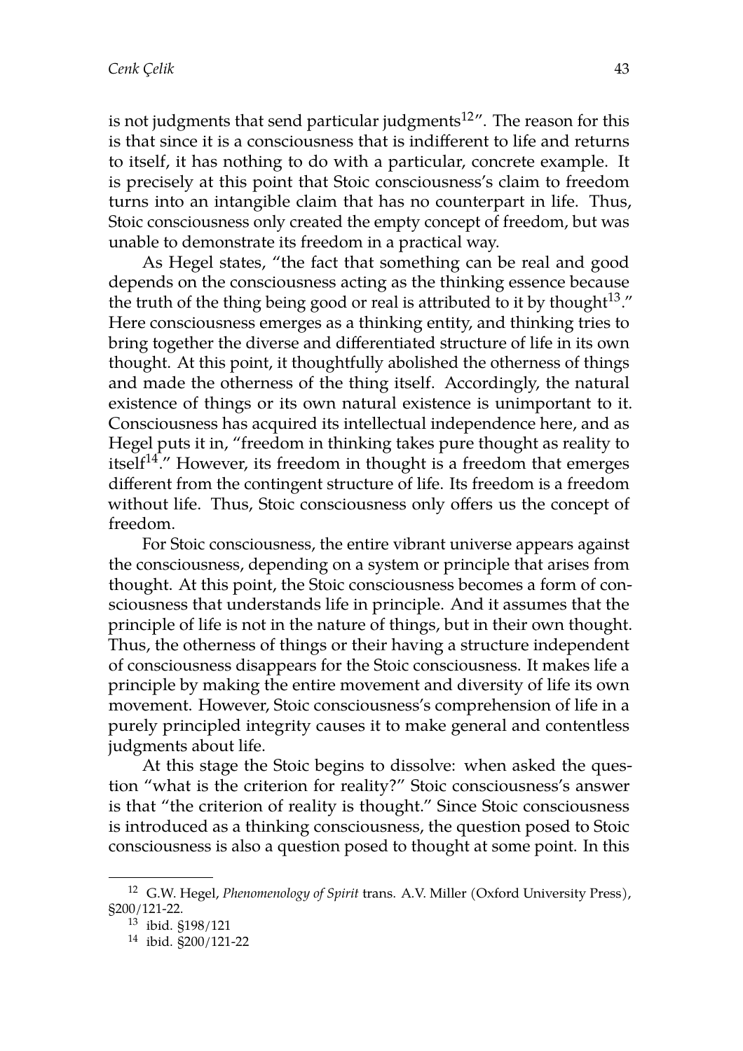is not judgments that send particular judgments[12]". The reason for this is that since it is a consciousness that is indifferent to life and returns to itself, it has nothing to do with a particular, concrete example. It is precisely at this point that Stoic consciousness's claim to freedom turns into an intangible claim that has no counterpart in life. Thus, Stoic consciousness only created the empty concept of freedom, but was unable to demonstrate its freedom in a practical way.

As Hegel states, "the fact that something can be real and good depends on the consciousness acting as the thinking essence because the truth of the thing being good or real is attributed to it by thought[13]." Here consciousness emerges as a thinking entity, and thinking tries to bring together the diverse and differentiated structure of life in its own thought. At this point, it thoughtfully abolished the otherness of things and made the otherness of the thing itself. Accordingly, the natural existence of things or its own natural existence is unimportant to it. Consciousness has acquired its intellectual independence here, and as Hegel puts it in, "freedom in thinking takes pure thought as reality to itself[14]." However, its freedom in thought is a freedom that emerges different from the contingent structure of life. Its freedom is a freedom without life. Thus, Stoic consciousness only offers us the concept of freedom.

For Stoic consciousness, the entire vibrant universe appears against the consciousness, depending on a system or principle that arises from thought. At this point, the Stoic consciousness becomes a form of consciousness that understands life in principle. And it assumes that the principle of life is not in the nature of things, but in their own thought. Thus, the otherness of things or their having a structure independent of consciousness disappears for the Stoic consciousness. It makes life a principle by making the entire movement and diversity of life its own movement. However, Stoic consciousness's comprehension of life in a purely principled integrity causes it to make general and contentless judgments about life.

At this stage the Stoic begins to dissolve: when asked the question "what is the criterion for reality?" Stoic consciousness's answer is that "the criterion of reality is thought." Since Stoic consciousness is introduced as a thinking consciousness, the question posed to Stoic consciousness is also a question posed to thought at some point. In this

---

[12] G.W. Hegel, *Phenomenology of Spirit* trans. A.V. Miller (Oxford University Press), §200/121-22.

[13] ibid. §198/121

[14] ibid. §200/121-22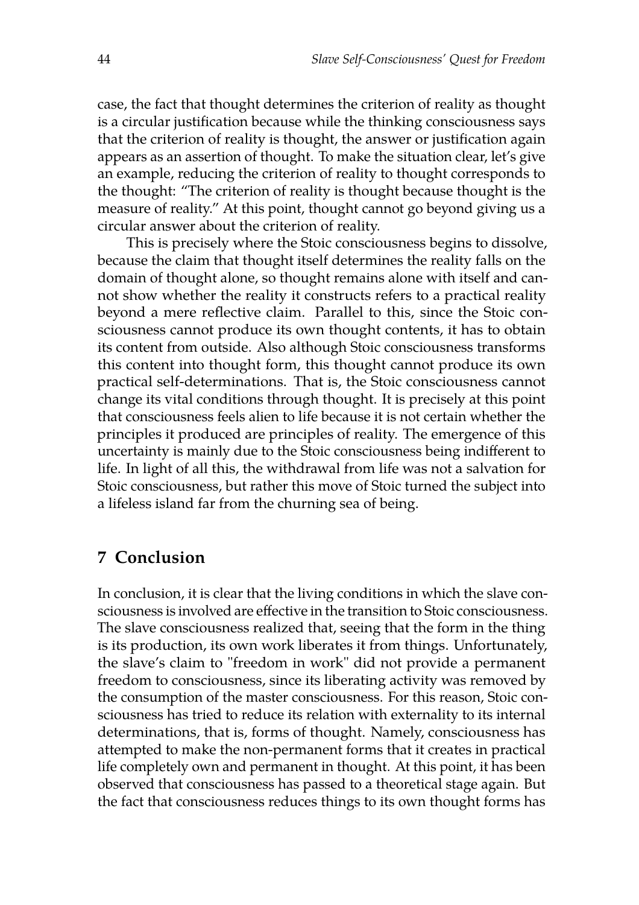case, the fact that thought determines the criterion of reality as thought is a circular justification because while the thinking consciousness says that the criterion of reality is thought, the answer or justification again appears as an assertion of thought. To make the situation clear, let's give an example, reducing the criterion of reality to thought corresponds to the thought: "The criterion of reality is thought because thought is the measure of reality." At this point, thought cannot go beyond giving us a circular answer about the criterion of reality.

This is precisely where the Stoic consciousness begins to dissolve, because the claim that thought itself determines the reality falls on the domain of thought alone, so thought remains alone with itself and cannot show whether the reality it constructs refers to a practical reality beyond a mere reflective claim. Parallel to this, since the Stoic consciousness cannot produce its own thought contents, it has to obtain its content from outside. Also although Stoic consciousness transforms this content into thought form, this thought cannot produce its own practical self-determinations. That is, the Stoic consciousness cannot change its vital conditions through thought. It is precisely at this point that consciousness feels alien to life because it is not certain whether the principles it produced are principles of reality. The emergence of this uncertainty is mainly due to the Stoic consciousness being indifferent to life. In light of all this, the withdrawal from life was not a salvation for Stoic consciousness, but rather this move of Stoic turned the subject into a lifeless island far from the churning sea of being.

## 7 Conclusion

In conclusion, it is clear that the living conditions in which the slave consciousness is involved are effective in the transition to Stoic consciousness. The slave consciousness realized that, seeing that the form in the thing is its production, its own work liberates it from things. Unfortunately, the slave's claim to "freedom in work" did not provide a permanent freedom to consciousness, since its liberating activity was removed by the consumption of the master consciousness. For this reason, Stoic consciousness has tried to reduce its relation with externality to its internal determinations, that is, forms of thought. Namely, consciousness has attempted to make the non-permanent forms that it creates in practical life completely own and permanent in thought. At this point, it has been observed that consciousness has passed to a theoretical stage again. But the fact that consciousness reduces things to its own thought forms has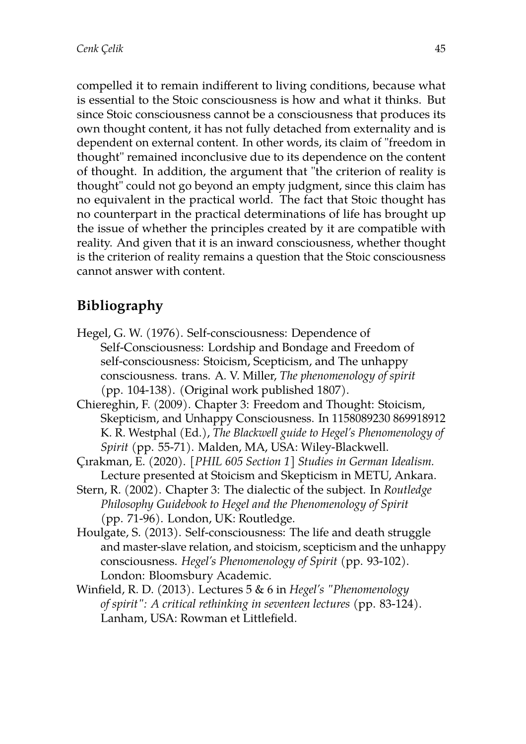compelled it to remain indifferent to living conditions, because what is essential to the Stoic consciousness is how and what it thinks. But since Stoic consciousness cannot be a consciousness that produces its own thought content, it has not fully detached from externality and is dependent on external content. In other words, its claim of "freedom in thought" remained inconclusive due to its dependence on the content of thought. In addition, the argument that "the criterion of reality is thought" could not go beyond an empty judgment, since this claim has no equivalent in the practical world. The fact that Stoic thought has no counterpart in the practical determinations of life has brought up the issue of whether the principles created by it are compatible with reality. And given that it is an inward consciousness, whether thought is the criterion of reality remains a question that the Stoic consciousness cannot answer with content.

## Bibliography

Hegel, G. W. (1976). Self-consciousness: Dependence of Self-Consciousness: Lordship and Bondage and Freedom of self-consciousness: Stoicism, Scepticism, and The unhappy consciousness. trans. A. V. Miller, *The phenomenology of spirit* (pp. 104-138). (Original work published 1807).

Chiereghin, F. (2009). Chapter 3: Freedom and Thought: Stoicism, Skepticism, and Unhappy Consciousness. In 1158089230 869918912 K. R. Westphal (Ed.), *The Blackwell guide to Hegel's Phenomenology of Spirit* (pp. 55-71). Malden, MA, USA: Wiley-Blackwell.

Çırakman, E. (2020). [*PHIL 605 Section 1*] *Studies in German Idealism.* Lecture presented at Stoicism and Skepticism in METU, Ankara.

Stern, R. (2002). Chapter 3: The dialectic of the subject. In *Routledge Philosophy Guidebook to Hegel and the Phenomenology of Spirit* (pp. 71-96). London, UK: Routledge.

Houlgate, S. (2013). Self-consciousness: The life and death struggle and master-slave relation, and stoicism, scepticism and the unhappy consciousness. *Hegel's Phenomenology of Spirit* (pp. 93-102). London: Bloomsbury Academic.

Winfield, R. D. (2013). Lectures 5 & 6 in *Hegel's "Phenomenology of spirit": A critical rethinking in seventeen lectures* (pp. 83-124). Lanham, USA: Rowman et Littlefield.